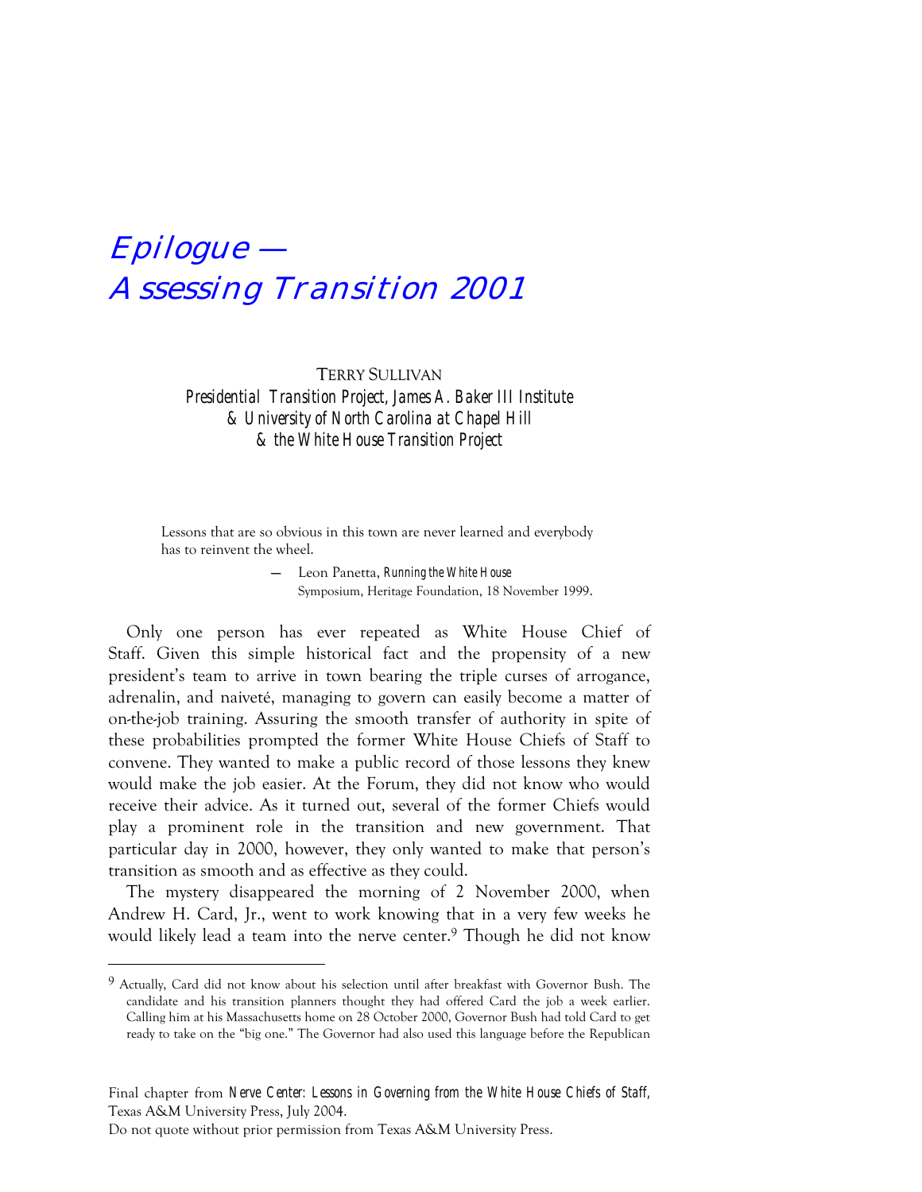# Epilogue — Assessing Transition 2001

TERRY SULLIVAN
*Presidential Transition Project, James A. Baker III Institute*
*& University of North Carolina at Chapel Hill*
*& the White House Transition Project*

> Lessons that are so obvious in this town are never learned and everybody has to reinvent the wheel.
>
> — Leon Panetta, *Running the White House* Symposium, Heritage Foundation, 18 November 1999.

Only one person has ever repeated as White House Chief of Staff. Given this simple historical fact and the propensity of a new president's team to arrive in town bearing the triple curses of arrogance, adrenalin, and naiveté, managing to govern can easily become a matter of on-the-job training. Assuring the smooth transfer of authority in spite of these probabilities prompted the former White House Chiefs of Staff to convene. They wanted to make a public record of those lessons they knew would make the job easier. At the Forum, they did not know who would receive their advice. As it turned out, several of the former Chiefs would play a prominent role in the transition and new government. That particular day in 2000, however, they only wanted to make that person's transition as smooth and as effective as they could.

The mystery disappeared the morning of 2 November 2000, when Andrew H. Card, Jr., went to work knowing that in a very few weeks he would likely lead a team into the nerve center.[9] Though he did not know

[9] Actually, Card did not know about his selection until after breakfast with Governor Bush. The candidate and his transition planners thought they had offered Card the job a week earlier. Calling him at his Massachusetts home on 28 October 2000, Governor Bush had told Card to get ready to take on the "big one." The Governor had also used this language before the Republican

Final chapter from *Nerve Center: Lessons in Governing from the White House Chiefs of Staff*, Texas A&M University Press, July 2004.
Do not quote without prior permission from Texas A&M University Press.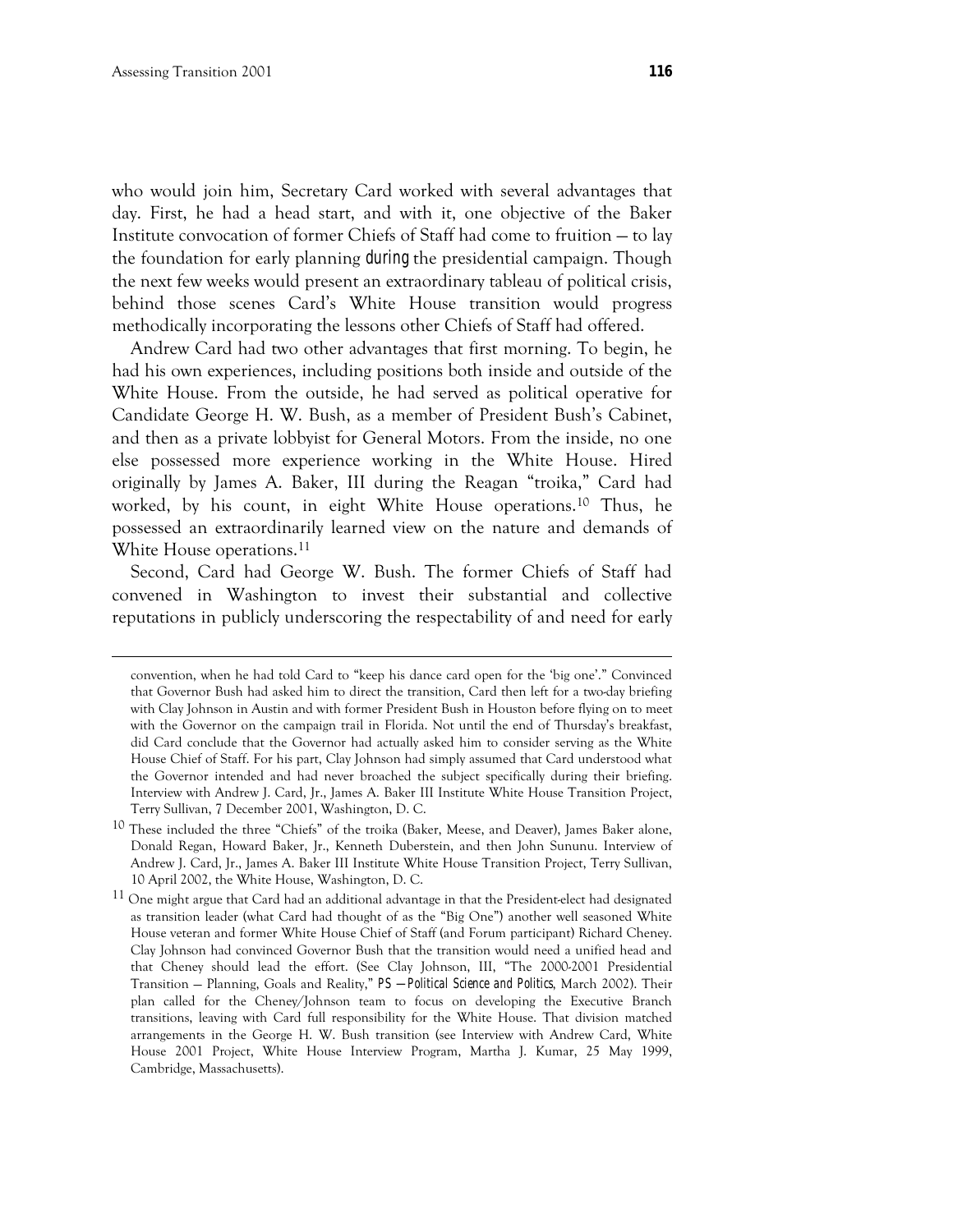who would join him, Secretary Card worked with several advantages that day. First, he had a head start, and with it, one objective of the Baker Institute convocation of former Chiefs of Staff had come to fruition — to lay the foundation for early planning *during* the presidential campaign. Though the next few weeks would present an extraordinary tableau of political crisis, behind those scenes Card's White House transition would progress methodically incorporating the lessons other Chiefs of Staff had offered.

Andrew Card had two other advantages that first morning. To begin, he had his own experiences, including positions both inside and outside of the White House. From the outside, he had served as political operative for Candidate George H. W. Bush, as a member of President Bush's Cabinet, and then as a private lobbyist for General Motors. From the inside, no one else possessed more experience working in the White House. Hired originally by James A. Baker, III during the Reagan "troika," Card had worked, by his count, in eight White House operations.[10] Thus, he possessed an extraordinarily learned view on the nature and demands of White House operations.[11]

Second, Card had George W. Bush. The former Chiefs of Staff had convened in Washington to invest their substantial and collective reputations in publicly underscoring the respectability of and need for early

---

convention, when he had told Card to "keep his dance card open for the 'big one'." Convinced that Governor Bush had asked him to direct the transition, Card then left for a two-day briefing with Clay Johnson in Austin and with former President Bush in Houston before flying on to meet with the Governor on the campaign trail in Florida. Not until the end of Thursday's breakfast, did Card conclude that the Governor had actually asked him to consider serving as the White House Chief of Staff. For his part, Clay Johnson had simply assumed that Card understood what the Governor intended and had never broached the subject specifically during their briefing. Interview with Andrew J. Card, Jr., James A. Baker III Institute White House Transition Project, Terry Sullivan, 7 December 2001, Washington, D. C.

[10] These included the three "Chiefs" of the troika (Baker, Meese, and Deaver), James Baker alone, Donald Regan, Howard Baker, Jr., Kenneth Duberstein, and then John Sununu. Interview of Andrew J. Card, Jr., James A. Baker III Institute White House Transition Project, Terry Sullivan, 10 April 2002, the White House, Washington, D. C.

[11] One might argue that Card had an additional advantage in that the President-elect had designated as transition leader (what Card had thought of as the "Big One") another well seasoned White House veteran and former White House Chief of Staff (and Forum participant) Richard Cheney. Clay Johnson had convinced Governor Bush that the transition would need a unified head and that Cheney should lead the effort. (See Clay Johnson, III, "The 2000-2001 Presidential Transition — Planning, Goals and Reality," *PS — Political Science and Politics*, March 2002). Their plan called for the Cheney/Johnson team to focus on developing the Executive Branch transitions, leaving with Card full responsibility for the White House. That division matched arrangements in the George H. W. Bush transition (see Interview with Andrew Card, White House 2001 Project, White House Interview Program, Martha J. Kumar, 25 May 1999, Cambridge, Massachusetts).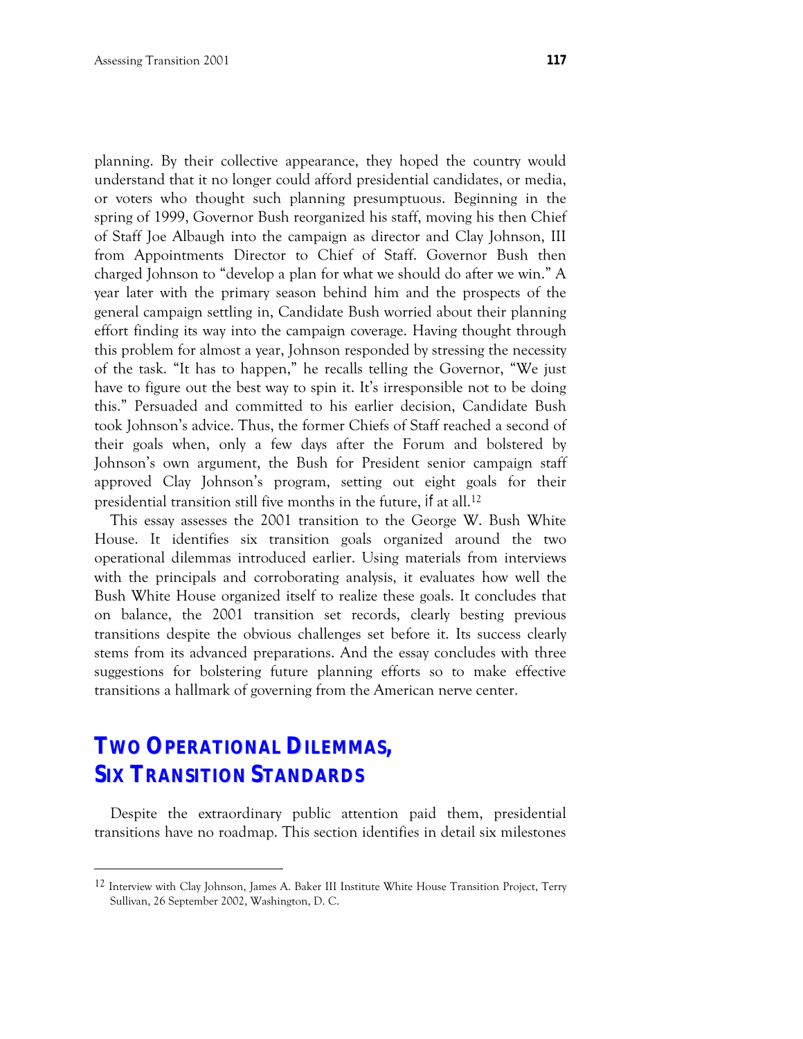planning. By their collective appearance, they hoped the country would understand that it no longer could afford presidential candidates, or media, or voters who thought such planning presumptuous. Beginning in the spring of 1999, Governor Bush reorganized his staff, moving his then Chief of Staff Joe Albaugh into the campaign as director and Clay Johnson, III from Appointments Director to Chief of Staff. Governor Bush then charged Johnson to "develop a plan for what we should do after we win." A year later with the primary season behind him and the prospects of the general campaign settling in, Candidate Bush worried about their planning effort finding its way into the campaign coverage. Having thought through this problem for almost a year, Johnson responded by stressing the necessity of the task. "It has to happen," he recalls telling the Governor, "We just have to figure out the best way to spin it. It's irresponsible not to be doing this." Persuaded and committed to his earlier decision, Candidate Bush took Johnson's advice. Thus, the former Chiefs of Staff reached a second of their goals when, only a few days after the Forum and bolstered by Johnson's own argument, the Bush for President senior campaign staff approved Clay Johnson's program, setting out eight goals for their presidential transition still five months in the future, if at all.[12]

This essay assesses the 2001 transition to the George W. Bush White House. It identifies six transition goals organized around the two operational dilemmas introduced earlier. Using materials from interviews with the principals and corroborating analysis, it evaluates how well the Bush White House organized itself to realize these goals. It concludes that on balance, the 2001 transition set records, clearly besting previous transitions despite the obvious challenges set before it. Its success clearly stems from its advanced preparations. And the essay concludes with three suggestions for bolstering future planning efforts so to make effective transitions a hallmark of governing from the American nerve center.

## TWO OPERATIONAL DILEMMAS, SIX TRANSITION STANDARDS

Despite the extraordinary public attention paid them, presidential transitions have no roadmap. This section identifies in detail six milestones

---

[12] Interview with Clay Johnson, James A. Baker III Institute White House Transition Project, Terry Sullivan, 26 September 2002, Washington, D. C.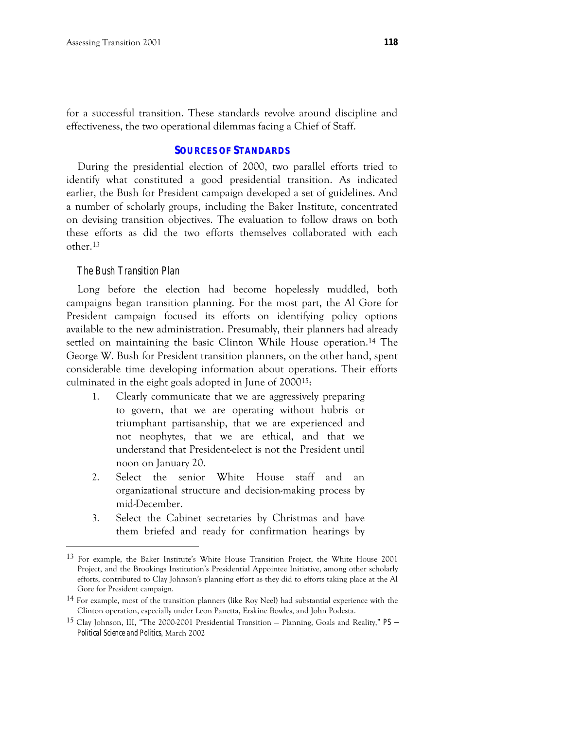for a successful transition. These standards revolve around discipline and effectiveness, the two operational dilemmas facing a Chief of Staff.

## SOURCES OF STANDARDS

During the presidential election of 2000, two parallel efforts tried to identify what constituted a good presidential transition. As indicated earlier, the Bush for President campaign developed a set of guidelines. And a number of scholarly groups, including the Baker Institute, concentrated on devising transition objectives. The evaluation to follow draws on both these efforts as did the two efforts themselves collaborated with each other.[13]

### *The Bush Transition Plan*

Long before the election had become hopelessly muddled, both campaigns began transition planning. For the most part, the Al Gore for President campaign focused its efforts on identifying policy options available to the new administration. Presumably, their planners had already settled on maintaining the basic Clinton While House operation.[14] The George W. Bush for President transition planners, on the other hand, spent considerable time developing information about operations. Their efforts culminated in the eight goals adopted in June of 2000[15]:

1. Clearly communicate that we are aggressively preparing to govern, that we are operating without hubris or triumphant partisanship, that we are experienced and not neophytes, that we are ethical, and that we understand that President-elect is not the President until noon on January 20.
2. Select the senior White House staff and an organizational structure and decision-making process by mid-December.
3. Select the Cabinet secretaries by Christmas and have them briefed and ready for confirmation hearings by

---

[13] For example, the Baker Institute's White House Transition Project, the White House 2001 Project, and the Brookings Institution's Presidential Appointee Initiative, among other scholarly efforts, contributed to Clay Johnson's planning effort as they did to efforts taking place at the Al Gore for President campaign.

[14] For example, most of the transition planners (like Roy Neel) had substantial experience with the Clinton operation, especially under Leon Panetta, Erskine Bowles, and John Podesta.

[15] Clay Johnson, III, "The 2000-2001 Presidential Transition — Planning, Goals and Reality," *PS — Political Science and Politics*, March 2002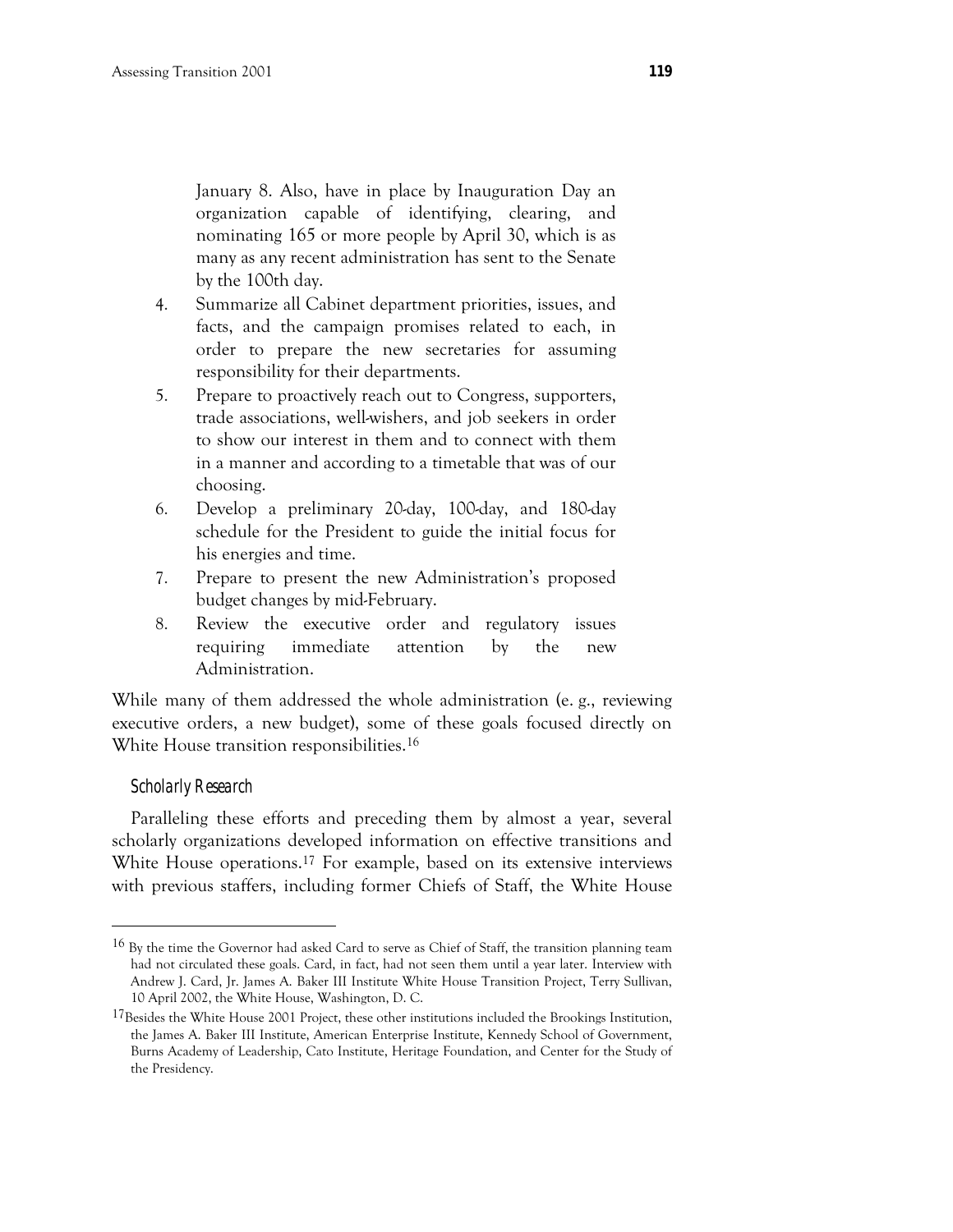January 8. Also, have in place by Inauguration Day an organization capable of identifying, clearing, and nominating 165 or more people by April 30, which is as many as any recent administration has sent to the Senate by the 100th day.

4. Summarize all Cabinet department priorities, issues, and facts, and the campaign promises related to each, in order to prepare the new secretaries for assuming responsibility for their departments.
5. Prepare to proactively reach out to Congress, supporters, trade associations, well-wishers, and job seekers in order to show our interest in them and to connect with them in a manner and according to a timetable that was of our choosing.
6. Develop a preliminary 20-day, 100-day, and 180-day schedule for the President to guide the initial focus for his energies and time.
7. Prepare to present the new Administration's proposed budget changes by mid-February.
8. Review the executive order and regulatory issues requiring immediate attention by the new Administration.

While many of them addressed the whole administration (e. g., reviewing executive orders, a new budget), some of these goals focused directly on White House transition responsibilities.[16]

### *Scholarly Research*

Paralleling these efforts and preceding them by almost a year, several scholarly organizations developed information on effective transitions and White House operations.[17] For example, based on its extensive interviews with previous staffers, including former Chiefs of Staff, the White House

---

[16] By the time the Governor had asked Card to serve as Chief of Staff, the transition planning team had not circulated these goals. Card, in fact, had not seen them until a year later. Interview with Andrew J. Card, Jr. James A. Baker III Institute White House Transition Project, Terry Sullivan, 10 April 2002, the White House, Washington, D. C.

[17] Besides the White House 2001 Project, these other institutions included the Brookings Institution, the James A. Baker III Institute, American Enterprise Institute, Kennedy School of Government, Burns Academy of Leadership, Cato Institute, Heritage Foundation, and Center for the Study of the Presidency.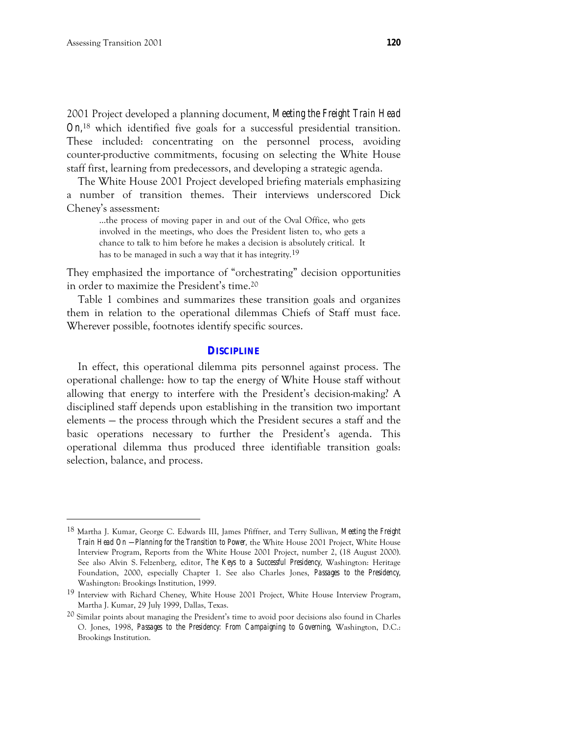2001 Project developed a planning document, *Meeting the Freight Train Head On*,[18] which identified five goals for a successful presidential transition. These included: concentrating on the personnel process, avoiding counter-productive commitments, focusing on selecting the White House staff first, learning from predecessors, and developing a strategic agenda.

The White House 2001 Project developed briefing materials emphasizing a number of transition themes. Their interviews underscored Dick Cheney's assessment:

> …the process of moving paper in and out of the Oval Office, who gets involved in the meetings, who does the President listen to, who gets a chance to talk to him before he makes a decision is absolutely critical. It has to be managed in such a way that it has integrity.[19]

They emphasized the importance of "orchestrating" decision opportunities in order to maximize the President's time.[20]

Table 1 combines and summarizes these transition goals and organizes them in relation to the operational dilemmas Chiefs of Staff must face. Wherever possible, footnotes identify specific sources.

## DISCIPLINE

In effect, this operational dilemma pits personnel against process. The operational challenge: how to tap the energy of White House staff without allowing that energy to interfere with the President's decision-making? A disciplined staff depends upon establishing in the transition two important elements — the process through which the President secures a staff and the basic operations necessary to further the President's agenda. This operational dilemma thus produced three identifiable transition goals: selection, balance, and process.

---

[18] Martha J. Kumar, George C. Edwards III, James Pfiffner, and Terry Sullivan, *Meeting the Freight Train Head On —Planning for the Transition to Power*, the White House 2001 Project, White House Interview Program, Reports from the White House 2001 Project, number 2, (18 August 2000). See also Alvin S. Felzenberg, editor, *The Keys to a Successful Presidency*, Washington: Heritage Foundation, 2000, especially Chapter 1. See also Charles Jones, *Passages to the Presidency*, Washington: Brookings Institution, 1999.

[19] Interview with Richard Cheney, White House 2001 Project, White House Interview Program, Martha J. Kumar, 29 July 1999, Dallas, Texas.

[20] Similar points about managing the President's time to avoid poor decisions also found in Charles O. Jones, 1998, *Passages to the Presidency: From Campaigning to Governing*, Washington, D.C.: Brookings Institution.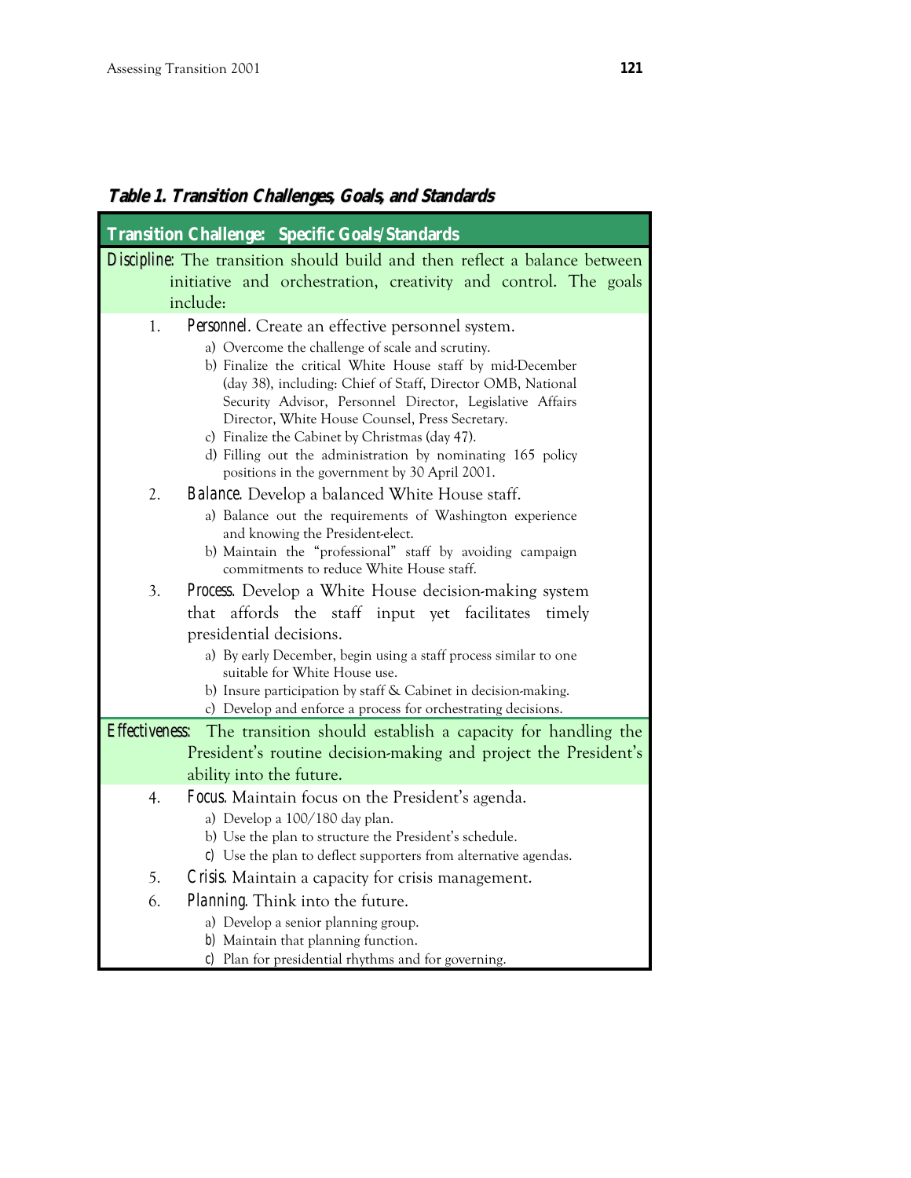**Table 1. Transition Challenges, Goals, and Standards**

**Transition Challenge: Specific Goals/Standards**

*Discipline*: The transition should build and then reflect a balance between initiative and orchestration, creativity and control. The goals include:

1. *Personnel*. Create an effective personnel system.
   a) Overcome the challenge of scale and scrutiny.
   b) Finalize the critical White House staff by mid-December (day 38), including: Chief of Staff, Director OMB, National Security Advisor, Personnel Director, Legislative Affairs Director, White House Counsel, Press Secretary.
   c) Finalize the Cabinet by Christmas (day 47).
   d) Filling out the administration by nominating 165 policy positions in the government by 30 April 2001.
2. *Balance*. Develop a balanced White House staff.
   a) Balance out the requirements of Washington experience and knowing the President-elect.
   b) Maintain the "professional" staff by avoiding campaign commitments to reduce White House staff.
3. *Process*. Develop a White House decision-making system that affords the staff input yet facilitates timely presidential decisions.
   a) By early December, begin using a staff process similar to one suitable for White House use.
   b) Insure participation by staff & Cabinet in decision-making.
   c) Develop and enforce a process for orchestrating decisions.

*Effectiveness*: The transition should establish a capacity for handling the President's routine decision-making and project the President's ability into the future.

4. *Focus*. Maintain focus on the President's agenda.
   a) Develop a 100/180 day plan.
   b) Use the plan to structure the President's schedule.
   c) Use the plan to deflect supporters from alternative agendas.
5. *Crisis*. Maintain a capacity for crisis management.
6. *Planning*. Think into the future.
   a) Develop a senior planning group.
   b) Maintain that planning function.
   c) Plan for presidential rhythms and for governing.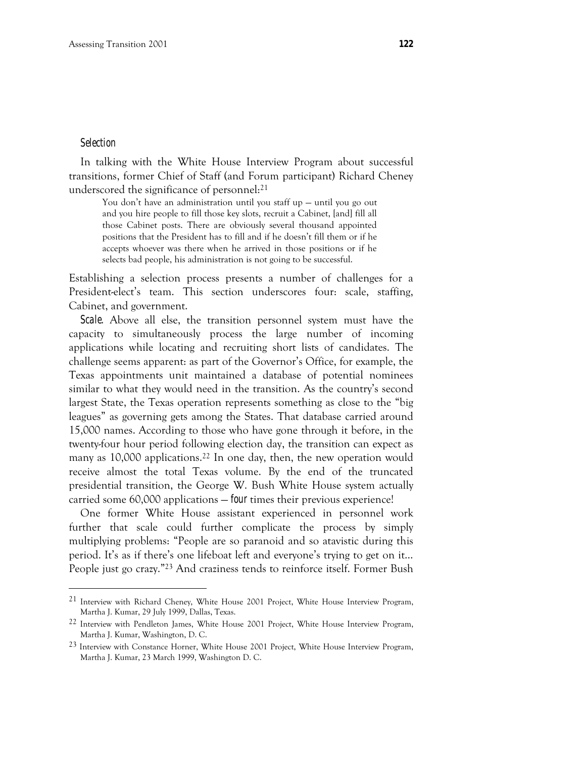### *Selection*

In talking with the White House Interview Program about successful transitions, former Chief of Staff (and Forum participant) Richard Cheney underscored the significance of personnel:[21]

> You don't have an administration until you staff up — until you go out and you hire people to fill those key slots, recruit a Cabinet, [and] fill all those Cabinet posts. There are obviously several thousand appointed positions that the President has to fill and if he doesn't fill them or if he accepts whoever was there when he arrived in those positions or if he selects bad people, his administration is not going to be successful.

Establishing a selection process presents a number of challenges for a President-elect's team. This section underscores four: scale, staffing, Cabinet, and government.

*Scale*. Above all else, the transition personnel system must have the capacity to simultaneously process the large number of incoming applications while locating and recruiting short lists of candidates. The challenge seems apparent: as part of the Governor's Office, for example, the Texas appointments unit maintained a database of potential nominees similar to what they would need in the transition. As the country's second largest State, the Texas operation represents something as close to the "big leagues" as governing gets among the States. That database carried around 15,000 names. According to those who have gone through it before, in the twenty-four hour period following election day, the transition can expect as many as 10,000 applications.[22] In one day, then, the new operation would receive almost the total Texas volume. By the end of the truncated presidential transition, the George W. Bush White House system actually carried some 60,000 applications — *four* times their previous experience!

One former White House assistant experienced in personnel work further that scale could further complicate the process by simply multiplying problems: "People are so paranoid and so atavistic during this period. It's as if there's one lifeboat left and everyone's trying to get on it... People just go crazy."[23] And craziness tends to reinforce itself. Former Bush

---

[21] Interview with Richard Cheney, White House 2001 Project, White House Interview Program, Martha J. Kumar, 29 July 1999, Dallas, Texas.

[22] Interview with Pendleton James, White House 2001 Project, White House Interview Program, Martha J. Kumar, Washington, D. C.

[23] Interview with Constance Horner, White House 2001 Project, White House Interview Program, Martha J. Kumar, 23 March 1999, Washington D. C.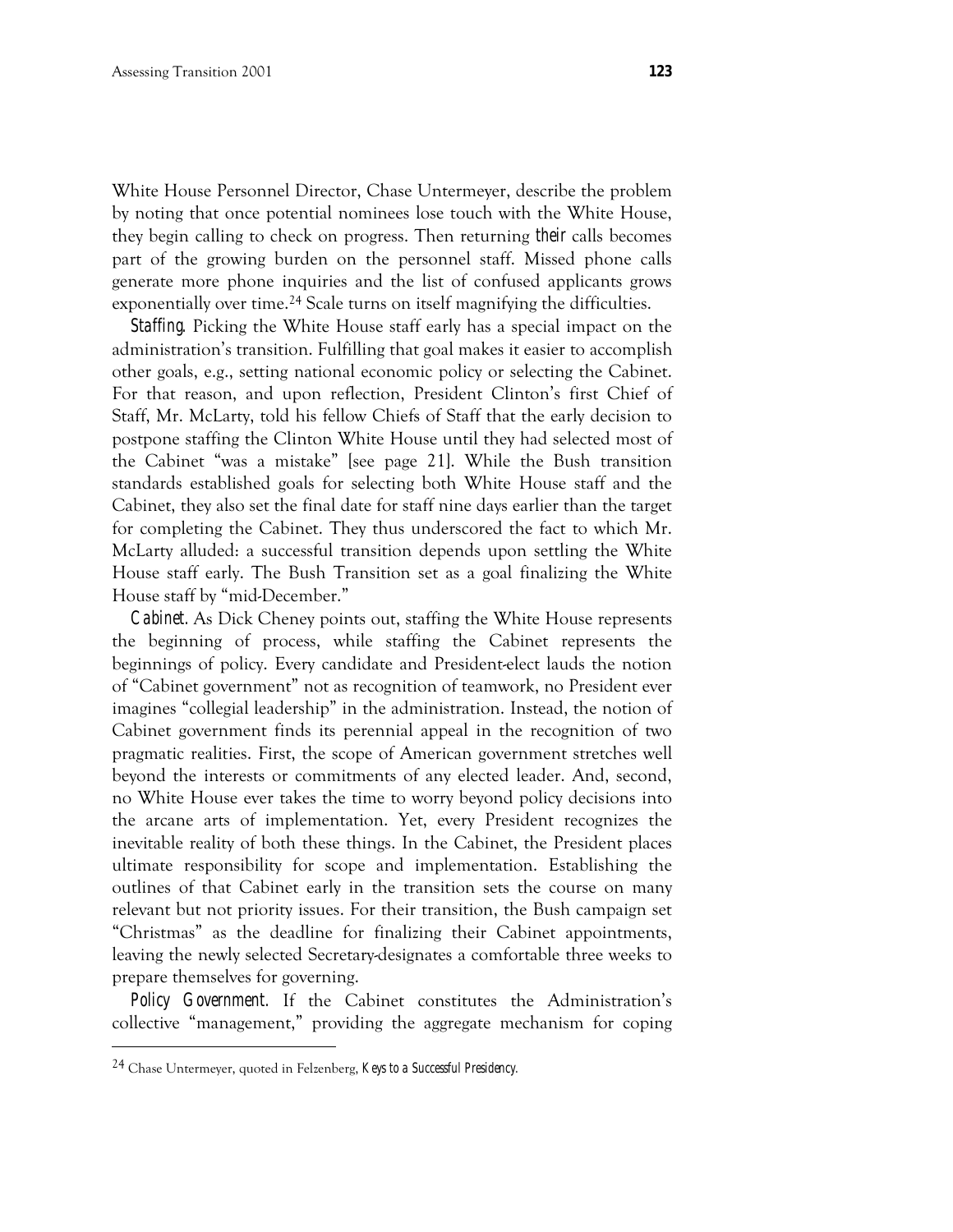White House Personnel Director, Chase Untermeyer, describe the problem by noting that once potential nominees lose touch with the White House, they begin calling to check on progress. Then returning *their* calls becomes part of the growing burden on the personnel staff. Missed phone calls generate more phone inquiries and the list of confused applicants grows exponentially over time.[24] Scale turns on itself magnifying the difficulties.

*Staffing.* Picking the White House staff early has a special impact on the administration's transition. Fulfilling that goal makes it easier to accomplish other goals, e.g., setting national economic policy or selecting the Cabinet. For that reason, and upon reflection, President Clinton's first Chief of Staff, Mr. McLarty, told his fellow Chiefs of Staff that the early decision to postpone staffing the Clinton White House until they had selected most of the Cabinet "was a mistake" [see page 21]. While the Bush transition standards established goals for selecting both White House staff and the Cabinet, they also set the final date for staff nine days earlier than the target for completing the Cabinet. They thus underscored the fact to which Mr. McLarty alluded: a successful transition depends upon settling the White House staff early. The Bush Transition set as a goal finalizing the White House staff by "mid-December."

*Cabinet.* As Dick Cheney points out, staffing the White House represents the beginning of process, while staffing the Cabinet represents the beginnings of policy. Every candidate and President-elect lauds the notion of "Cabinet government" not as recognition of teamwork, no President ever imagines "collegial leadership" in the administration. Instead, the notion of Cabinet government finds its perennial appeal in the recognition of two pragmatic realities. First, the scope of American government stretches well beyond the interests or commitments of any elected leader. And, second, no White House ever takes the time to worry beyond policy decisions into the arcane arts of implementation. Yet, every President recognizes the inevitable reality of both these things. In the Cabinet, the President places ultimate responsibility for scope and implementation. Establishing the outlines of that Cabinet early in the transition sets the course on many relevant but not priority issues. For their transition, the Bush campaign set "Christmas" as the deadline for finalizing their Cabinet appointments, leaving the newly selected Secretary-designates a comfortable three weeks to prepare themselves for governing.

*Policy Government.* If the Cabinet constitutes the Administration's collective "management," providing the aggregate mechanism for coping

---

[24] Chase Untermeyer, quoted in Felzenberg, *Keys to a Successful Presidency.*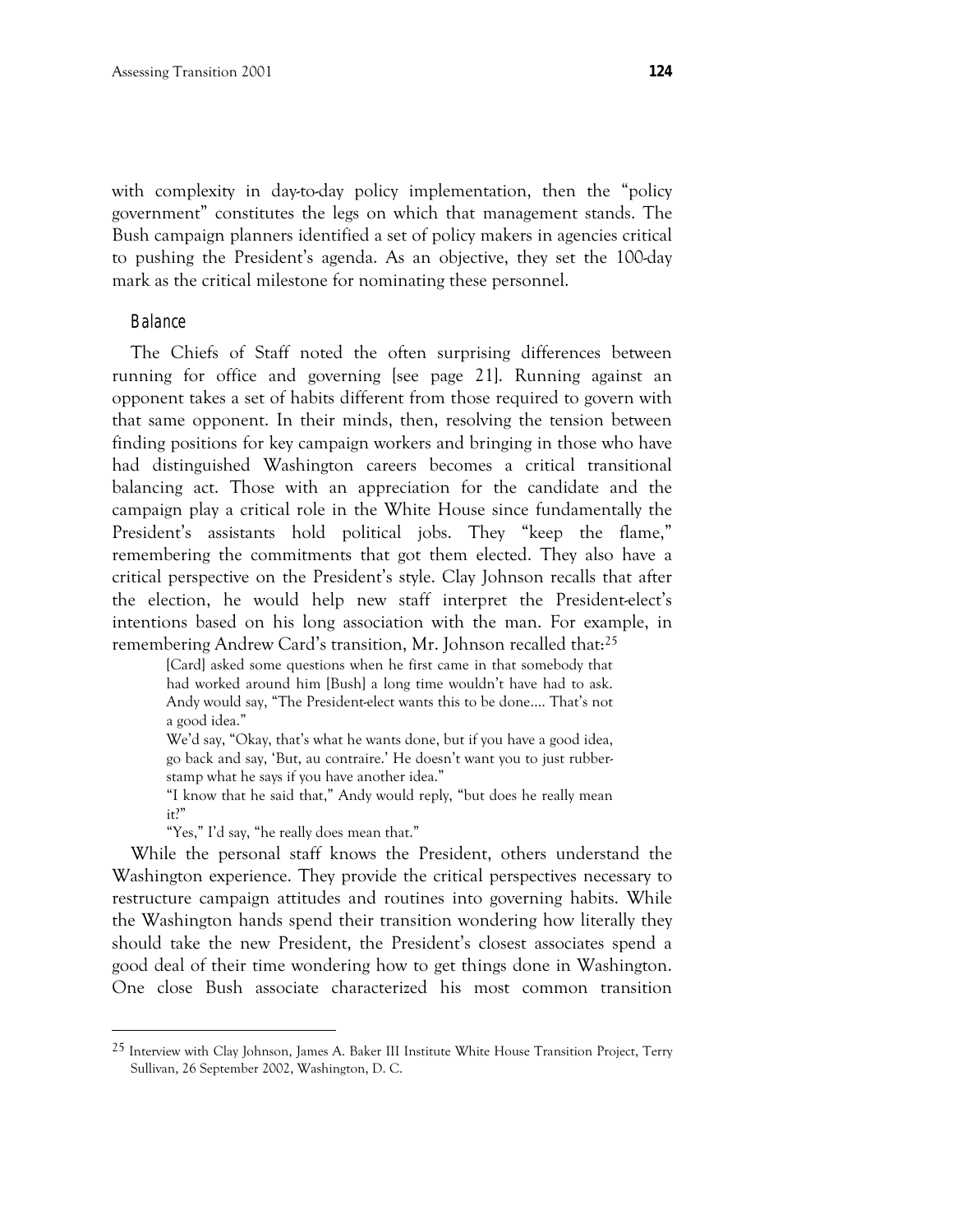with complexity in day-to-day policy implementation, then the "policy government" constitutes the legs on which that management stands. The Bush campaign planners identified a set of policy makers in agencies critical to pushing the President's agenda. As an objective, they set the 100-day mark as the critical milestone for nominating these personnel.

### Balance

The Chiefs of Staff noted the often surprising differences between running for office and governing [see page 21]. Running against an opponent takes a set of habits different from those required to govern with that same opponent. In their minds, then, resolving the tension between finding positions for key campaign workers and bringing in those who have had distinguished Washington careers becomes a critical transitional balancing act. Those with an appreciation for the candidate and the campaign play a critical role in the White House since fundamentally the President's assistants hold political jobs. They "keep the flame," remembering the commitments that got them elected. They also have a critical perspective on the President's style. Clay Johnson recalls that after the election, he would help new staff interpret the President-elect's intentions based on his long association with the man. For example, in remembering Andrew Card's transition, Mr. Johnson recalled that:[25]

> [Card] asked some questions when he first came in that somebody that had worked around him [Bush] a long time wouldn't have had to ask. Andy would say, "The President-elect wants this to be done.... That's not a good idea."
>
> We'd say, "Okay, that's what he wants done, but if you have a good idea, go back and say, 'But, au contraire.' He doesn't want you to just rubber-stamp what he says if you have another idea."
>
> "I know that he said that," Andy would reply, "but does he really mean it?"
>
> "Yes," I'd say, "he really does mean that."

While the personal staff knows the President, others understand the Washington experience. They provide the critical perspectives necessary to restructure campaign attitudes and routines into governing habits. While the Washington hands spend their transition wondering how literally they should take the new President, the President's closest associates spend a good deal of their time wondering how to get things done in Washington. One close Bush associate characterized his most common transition

[25] Interview with Clay Johnson, James A. Baker III Institute White House Transition Project, Terry Sullivan, 26 September 2002, Washington, D. C.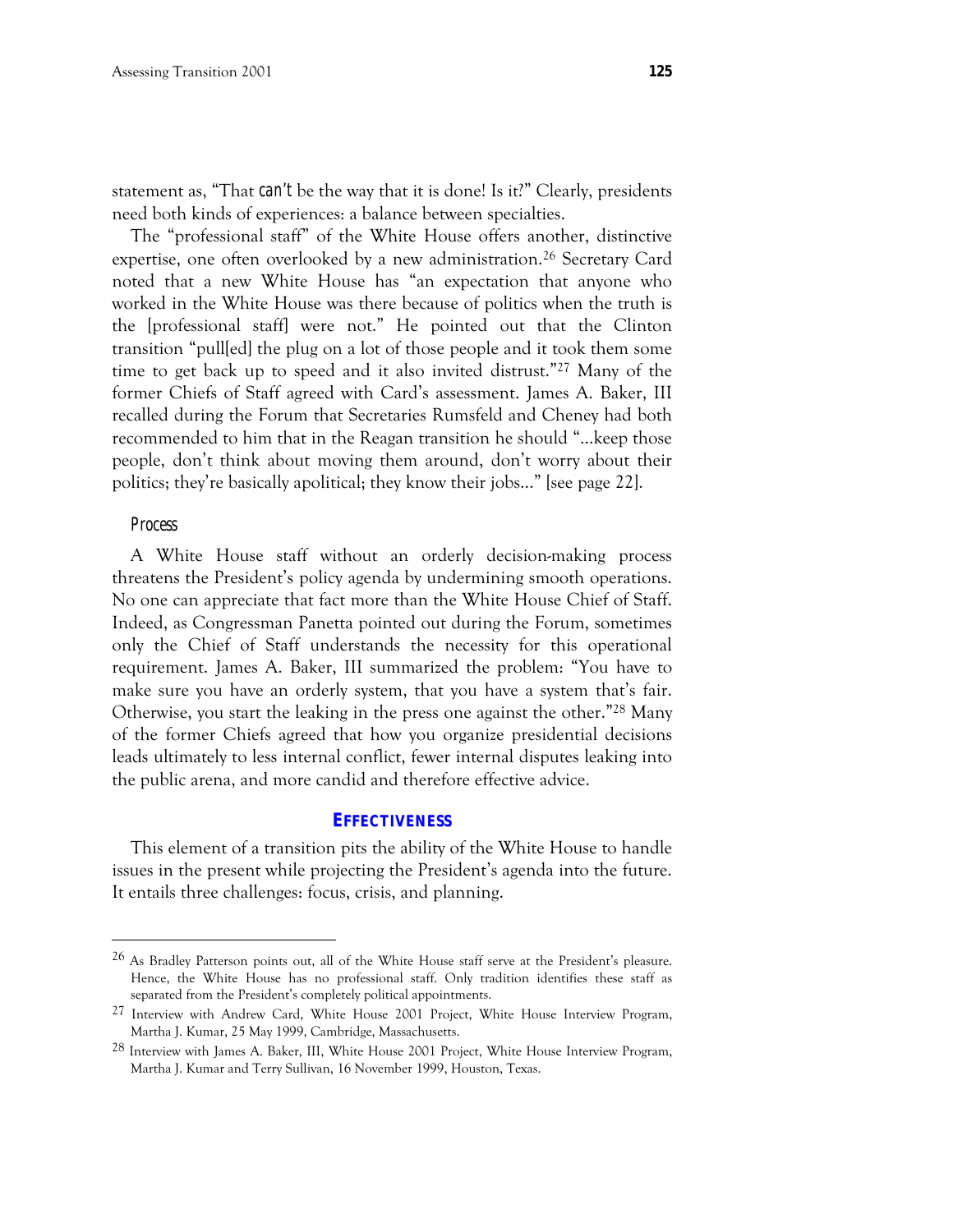statement as, "That *can't* be the way that it is done! Is it?" Clearly, presidents need both kinds of experiences: a balance between specialties.

The "professional staff" of the White House offers another, distinctive expertise, one often overlooked by a new administration.[26] Secretary Card noted that a new White House has "an expectation that anyone who worked in the White House was there because of politics when the truth is the [professional staff] were not." He pointed out that the Clinton transition "pull[ed] the plug on a lot of those people and it took them some time to get back up to speed and it also invited distrust."[27] Many of the former Chiefs of Staff agreed with Card's assessment. James A. Baker, III recalled during the Forum that Secretaries Rumsfeld and Cheney had both recommended to him that in the Reagan transition he should "…keep those people, don't think about moving them around, don't worry about their politics; they're basically apolitical; they know their jobs…" [see page 22].

### *Process*

A White House staff without an orderly decision-making process threatens the President's policy agenda by undermining smooth operations. No one can appreciate that fact more than the White House Chief of Staff. Indeed, as Congressman Panetta pointed out during the Forum, sometimes only the Chief of Staff understands the necessity for this operational requirement. James A. Baker, III summarized the problem: "You have to make sure you have an orderly system, that you have a system that's fair. Otherwise, you start the leaking in the press one against the other."[28] Many of the former Chiefs agreed that how you organize presidential decisions leads ultimately to less internal conflict, fewer internal disputes leaking into the public arena, and more candid and therefore effective advice.

## **EFFECTIVENESS**

This element of a transition pits the ability of the White House to handle issues in the present while projecting the President's agenda into the future. It entails three challenges: focus, crisis, and planning.

---

[26] As Bradley Patterson points out, all of the White House staff serve at the President's pleasure. Hence, the White House has no professional staff. Only tradition identifies these staff as separated from the President's completely political appointments.

[27] Interview with Andrew Card, White House 2001 Project, White House Interview Program, Martha J. Kumar, 25 May 1999, Cambridge, Massachusetts.

[28] Interview with James A. Baker, III, White House 2001 Project, White House Interview Program, Martha J. Kumar and Terry Sullivan, 16 November 1999, Houston, Texas.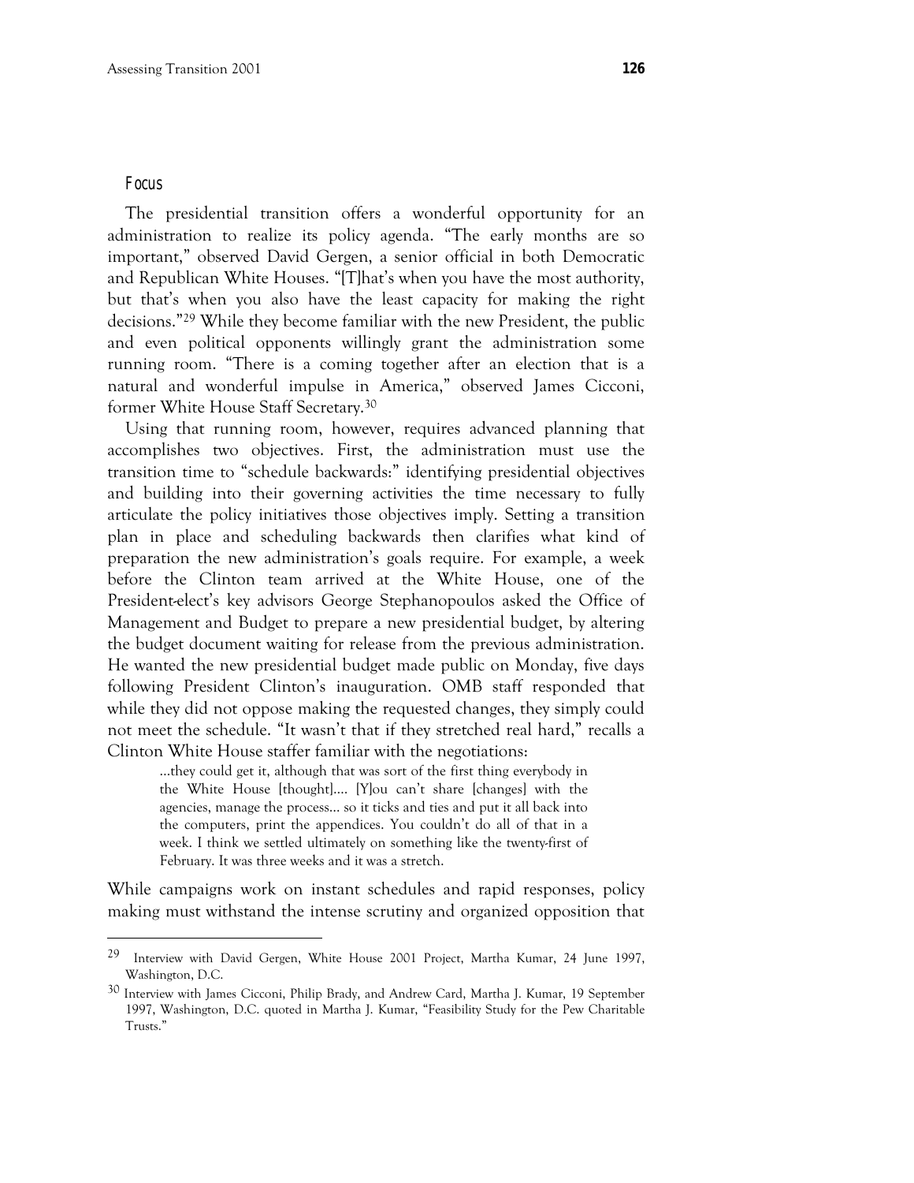### Focus

The presidential transition offers a wonderful opportunity for an administration to realize its policy agenda. "The early months are so important," observed David Gergen, a senior official in both Democratic and Republican White Houses. "[T]hat's when you have the most authority, but that's when you also have the least capacity for making the right decisions."[29] While they become familiar with the new President, the public and even political opponents willingly grant the administration some running room. "There is a coming together after an election that is a natural and wonderful impulse in America," observed James Cicconi, former White House Staff Secretary.[30]

Using that running room, however, requires advanced planning that accomplishes two objectives. First, the administration must use the transition time to "schedule backwards:" identifying presidential objectives and building into their governing activities the time necessary to fully articulate the policy initiatives those objectives imply. Setting a transition plan in place and scheduling backwards then clarifies what kind of preparation the new administration's goals require. For example, a week before the Clinton team arrived at the White House, one of the President-elect's key advisors George Stephanopoulos asked the Office of Management and Budget to prepare a new presidential budget, by altering the budget document waiting for release from the previous administration. He wanted the new presidential budget made public on Monday, five days following President Clinton's inauguration. OMB staff responded that while they did not oppose making the requested changes, they simply could not meet the schedule. "It wasn't that if they stretched real hard," recalls a Clinton White House staffer familiar with the negotiations:

> ...they could get it, although that was sort of the first thing everybody in the White House [thought].... [Y]ou can't share [changes] with the agencies, manage the process... so it ticks and ties and put it all back into the computers, print the appendices. You couldn't do all of that in a week. I think we settled ultimately on something like the twenty-first of February. It was three weeks and it was a stretch.

While campaigns work on instant schedules and rapid responses, policy making must withstand the intense scrutiny and organized opposition that

---

[29] Interview with David Gergen, White House 2001 Project, Martha Kumar, 24 June 1997, Washington, D.C.

[30] Interview with James Cicconi, Philip Brady, and Andrew Card, Martha J. Kumar, 19 September 1997, Washington, D.C. quoted in Martha J. Kumar, "Feasibility Study for the Pew Charitable Trusts."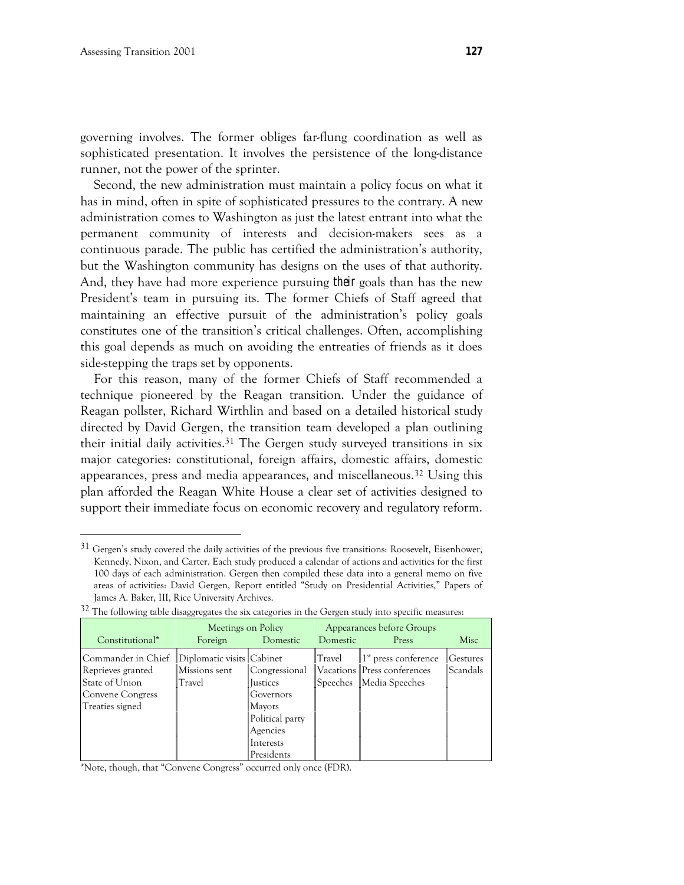governing involves. The former obliges far-flung coordination as well as sophisticated presentation. It involves the persistence of the long-distance runner, not the power of the sprinter.

Second, the new administration must maintain a policy focus on what it has in mind, often in spite of sophisticated pressures to the contrary. A new administration comes to Washington as just the latest entrant into what the permanent community of interests and decision-makers sees as a continuous parade. The public has certified the administration's authority, but the Washington community has designs on the uses of that authority. And, they have had more experience pursuing *their* goals than has the new President's team in pursuing its. The former Chiefs of Staff agreed that maintaining an effective pursuit of the administration's policy goals constitutes one of the transition's critical challenges. Often, accomplishing this goal depends as much on avoiding the entreaties of friends as it does side-stepping the traps set by opponents.

For this reason, many of the former Chiefs of Staff recommended a technique pioneered by the Reagan transition. Under the guidance of Reagan pollster, Richard Wirthlin and based on a detailed historical study directed by David Gergen, the transition team developed a plan outlining their initial daily activities.[31] The Gergen study surveyed transitions in six major categories: constitutional, foreign affairs, domestic affairs, domestic appearances, press and media appearances, and miscellaneous.[32] Using this plan afforded the Reagan White House a clear set of activities designed to support their immediate focus on economic recovery and regulatory reform.

---

[31] Gergen's study covered the daily activities of the previous five transitions: Roosevelt, Eisenhower, Kennedy, Nixon, and Carter. Each study produced a calendar of actions and activities for the first 100 days of each administration. Gergen then compiled these data into a general memo on five areas of activities: David Gergen, Report entitled "Study on Presidential Activities," Papers of James A. Baker, III, Rice University Archives.

[32] The following table disaggregates the six categories in the Gergen study into specific measures:

| | Meetings on Policy | | Appearances before Groups | | |
|---|---|---|---|---|---|
| Constitutional* | Foreign | Domestic | Domestic | Press | Misc |
| Commander in Chief<br>Reprieves granted<br>State of Union<br>Convene Congress<br>Treaties signed | Diplomatic visits<br>Missions sent<br>Travel | Cabinet<br>Congressional<br>Justices<br>Governors<br>Mayors<br>Political party<br>Agencies<br>Interests<br>Presidents | Travel<br>Vacations<br>Speeches | 1st press conference<br>Press conferences<br>Media Speeches | Gestures<br>Scandals |

*Note, though, that "Convene Congress" occurred only once (FDR).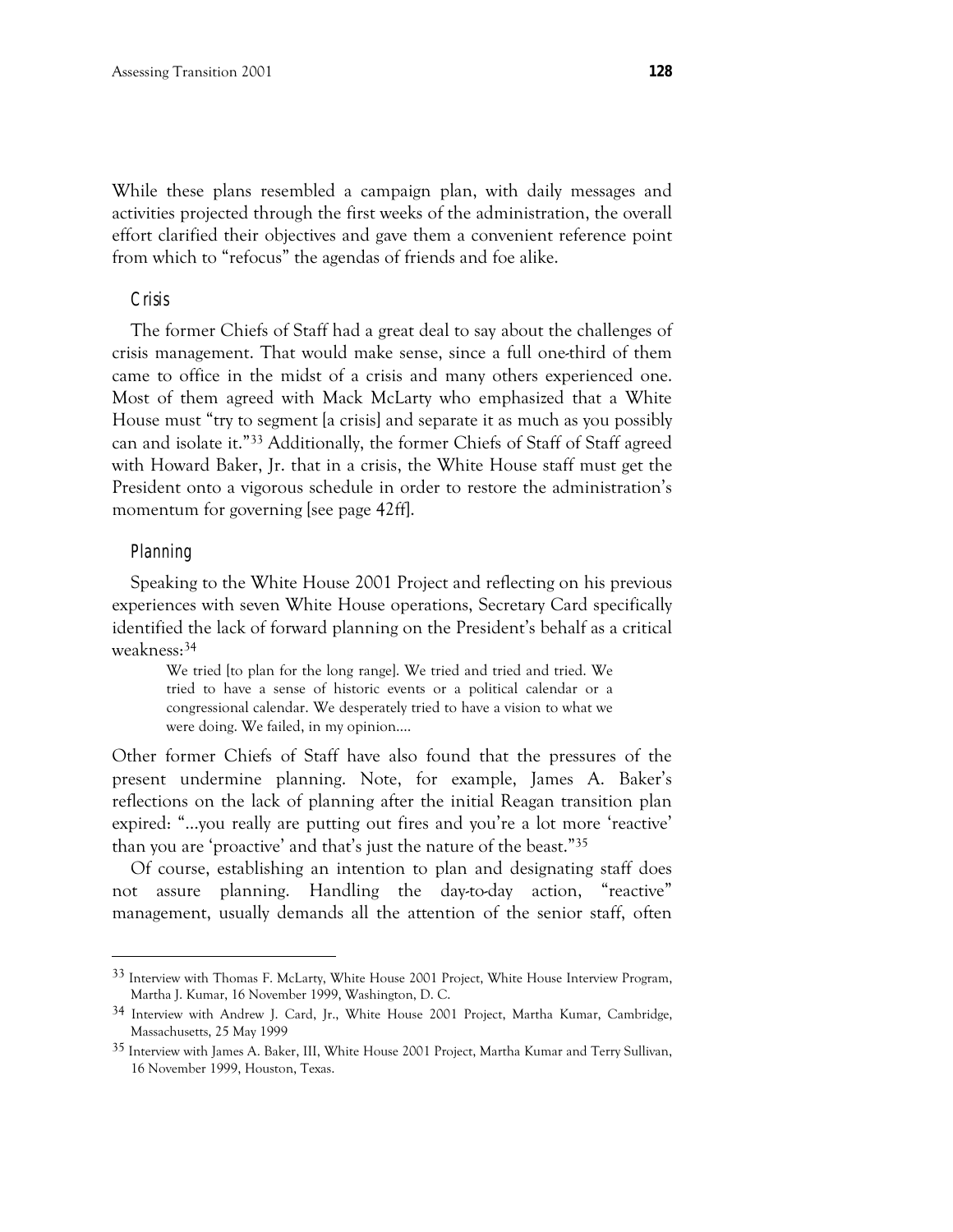While these plans resembled a campaign plan, with daily messages and activities projected through the first weeks of the administration, the overall effort clarified their objectives and gave them a convenient reference point from which to "refocus" the agendas of friends and foe alike.

### Crisis

The former Chiefs of Staff had a great deal to say about the challenges of crisis management. That would make sense, since a full one-third of them came to office in the midst of a crisis and many others experienced one. Most of them agreed with Mack McLarty who emphasized that a White House must "try to segment [a crisis] and separate it as much as you possibly can and isolate it."[33] Additionally, the former Chiefs of Staff of Staff agreed with Howard Baker, Jr. that in a crisis, the White House staff must get the President onto a vigorous schedule in order to restore the administration's momentum for governing [see page 42ff].

### Planning

Speaking to the White House 2001 Project and reflecting on his previous experiences with seven White House operations, Secretary Card specifically identified the lack of forward planning on the President's behalf as a critical weakness:[34]

> We tried [to plan for the long range]. We tried and tried and tried. We tried to have a sense of historic events or a political calendar or a congressional calendar. We desperately tried to have a vision to what we were doing. We failed, in my opinion....

Other former Chiefs of Staff have also found that the pressures of the present undermine planning. Note, for example, James A. Baker's reflections on the lack of planning after the initial Reagan transition plan expired: "...you really are putting out fires and you're a lot more 'reactive' than you are 'proactive' and that's just the nature of the beast."[35]

Of course, establishing an intention to plan and designating staff does not assure planning. Handling the day-to-day action, "reactive" management, usually demands all the attention of the senior staff, often

---

[33] Interview with Thomas F. McLarty, White House 2001 Project, White House Interview Program, Martha J. Kumar, 16 November 1999, Washington, D. C.

[34] Interview with Andrew J. Card, Jr., White House 2001 Project, Martha Kumar, Cambridge, Massachusetts, 25 May 1999

[35] Interview with James A. Baker, III, White House 2001 Project, Martha Kumar and Terry Sullivan, 16 November 1999, Houston, Texas.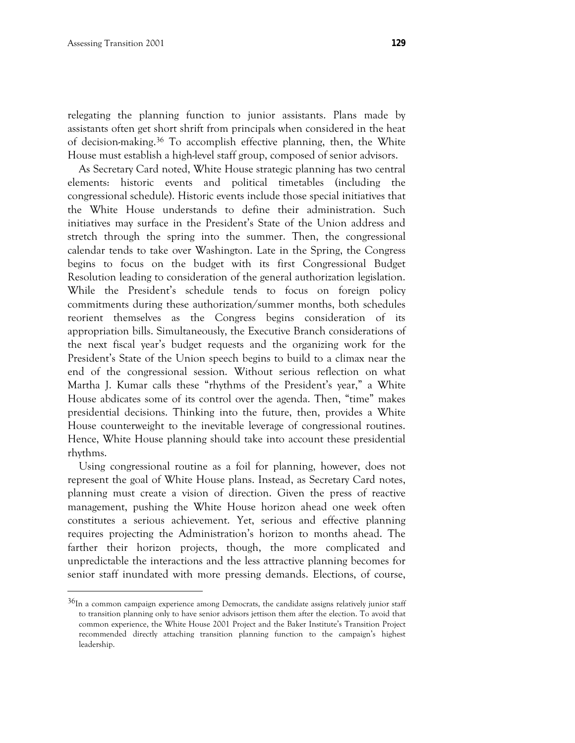relegating the planning function to junior assistants. Plans made by assistants often get short shrift from principals when considered in the heat of decision-making.[36] To accomplish effective planning, then, the White House must establish a high-level staff group, composed of senior advisors.

As Secretary Card noted, White House strategic planning has two central elements: historic events and political timetables (including the congressional schedule). Historic events include those special initiatives that the White House understands to define their administration. Such initiatives may surface in the President's State of the Union address and stretch through the spring into the summer. Then, the congressional calendar tends to take over Washington. Late in the Spring, the Congress begins to focus on the budget with its first Congressional Budget Resolution leading to consideration of the general authorization legislation. While the President's schedule tends to focus on foreign policy commitments during these authorization/summer months, both schedules reorient themselves as the Congress begins consideration of its appropriation bills. Simultaneously, the Executive Branch considerations of the next fiscal year's budget requests and the organizing work for the President's State of the Union speech begins to build to a climax near the end of the congressional session. Without serious reflection on what Martha J. Kumar calls these "rhythms of the President's year," a White House abdicates some of its control over the agenda. Then, "time" makes presidential decisions. Thinking into the future, then, provides a White House counterweight to the inevitable leverage of congressional routines. Hence, White House planning should take into account these presidential rhythms.

Using congressional routine as a foil for planning, however, does not represent the goal of White House plans. Instead, as Secretary Card notes, planning must create a vision of direction. Given the press of reactive management, pushing the White House horizon ahead one week often constitutes a serious achievement. Yet, serious and effective planning requires projecting the Administration's horizon to months ahead. The farther their horizon projects, though, the more complicated and unpredictable the interactions and the less attractive planning becomes for senior staff inundated with more pressing demands. Elections, of course,

---

[36] In a common campaign experience among Democrats, the candidate assigns relatively junior staff to transition planning only to have senior advisors jettison them after the election. To avoid that common experience, the White House 2001 Project and the Baker Institute's Transition Project recommended directly attaching transition planning function to the campaign's highest leadership.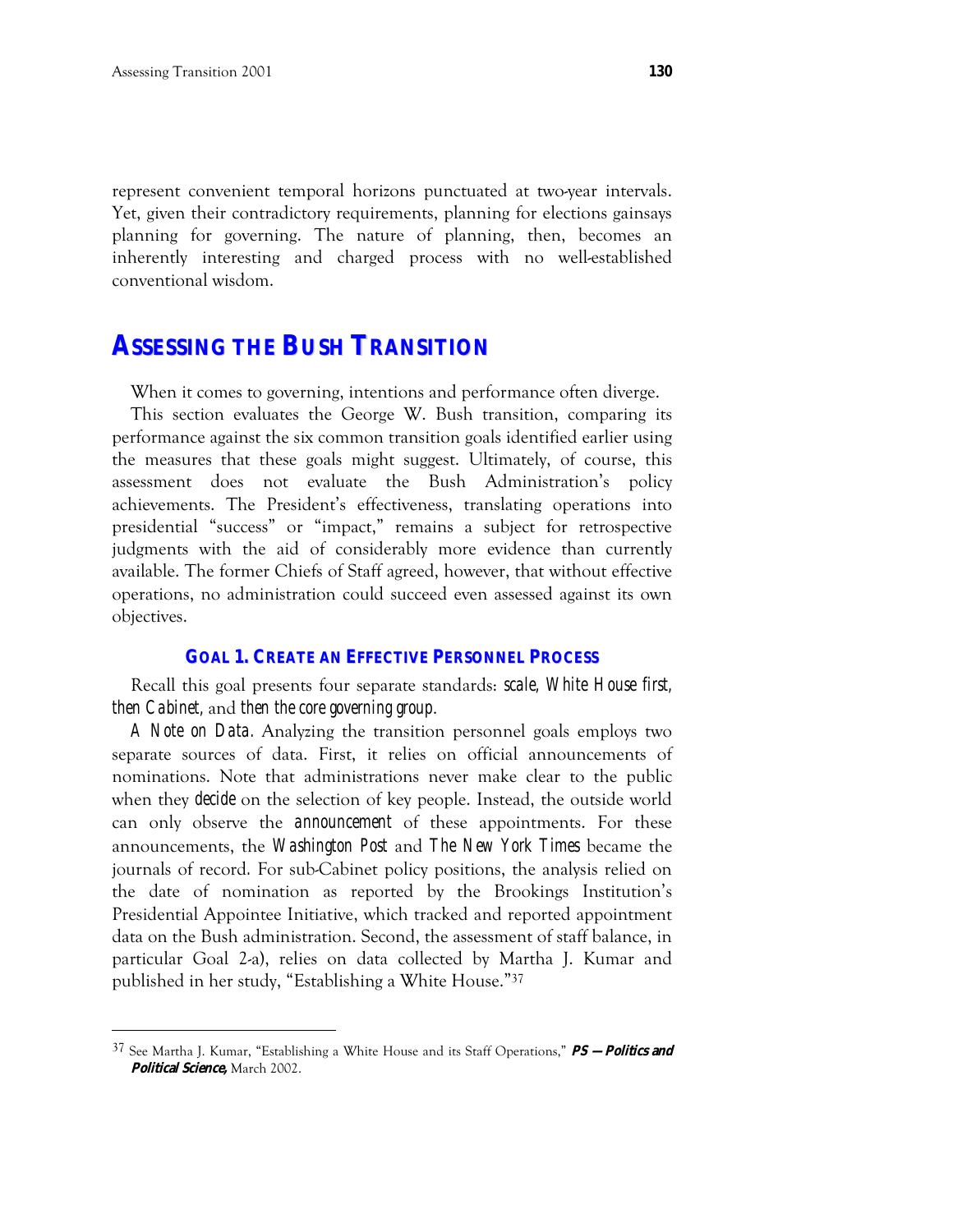represent convenient temporal horizons punctuated at two-year intervals. Yet, given their contradictory requirements, planning for elections gainsays planning for governing. The nature of planning, then, becomes an inherently interesting and charged process with no well-established conventional wisdom.

## Assessing the Bush Transition

When it comes to governing, intentions and performance often diverge.

This section evaluates the George W. Bush transition, comparing its performance against the six common transition goals identified earlier using the measures that these goals might suggest. Ultimately, of course, this assessment does not evaluate the Bush Administration's policy achievements. The President's effectiveness, translating operations into presidential "success" or "impact," remains a subject for retrospective judgments with the aid of considerably more evidence than currently available. The former Chiefs of Staff agreed, however, that without effective operations, no administration could succeed even assessed against its own objectives.

### Goal 1. Create an Effective Personnel Process

Recall this goal presents four separate standards: *scale*, *White House first, then Cabinet*, and *then the core governing group*.

*A Note on Data*. Analyzing the transition personnel goals employs two separate sources of data. First, it relies on official announcements of nominations. Note that administrations never make clear to the public when they *decide* on the selection of key people. Instead, the outside world can only observe the *announcement* of these appointments. For these announcements, the *Washington Post* and *The New York Times* became the journals of record. For sub-Cabinet policy positions, the analysis relied on the date of nomination as reported by the Brookings Institution's Presidential Appointee Initiative, which tracked and reported appointment data on the Bush administration. Second, the assessment of staff balance, in particular Goal 2-a), relies on data collected by Martha J. Kumar and published in her study, "Establishing a White House."[37]

---

[37] See Martha J. Kumar, "Establishing a White House and its Staff Operations," ***PS — Politics and Political Science,*** March 2002.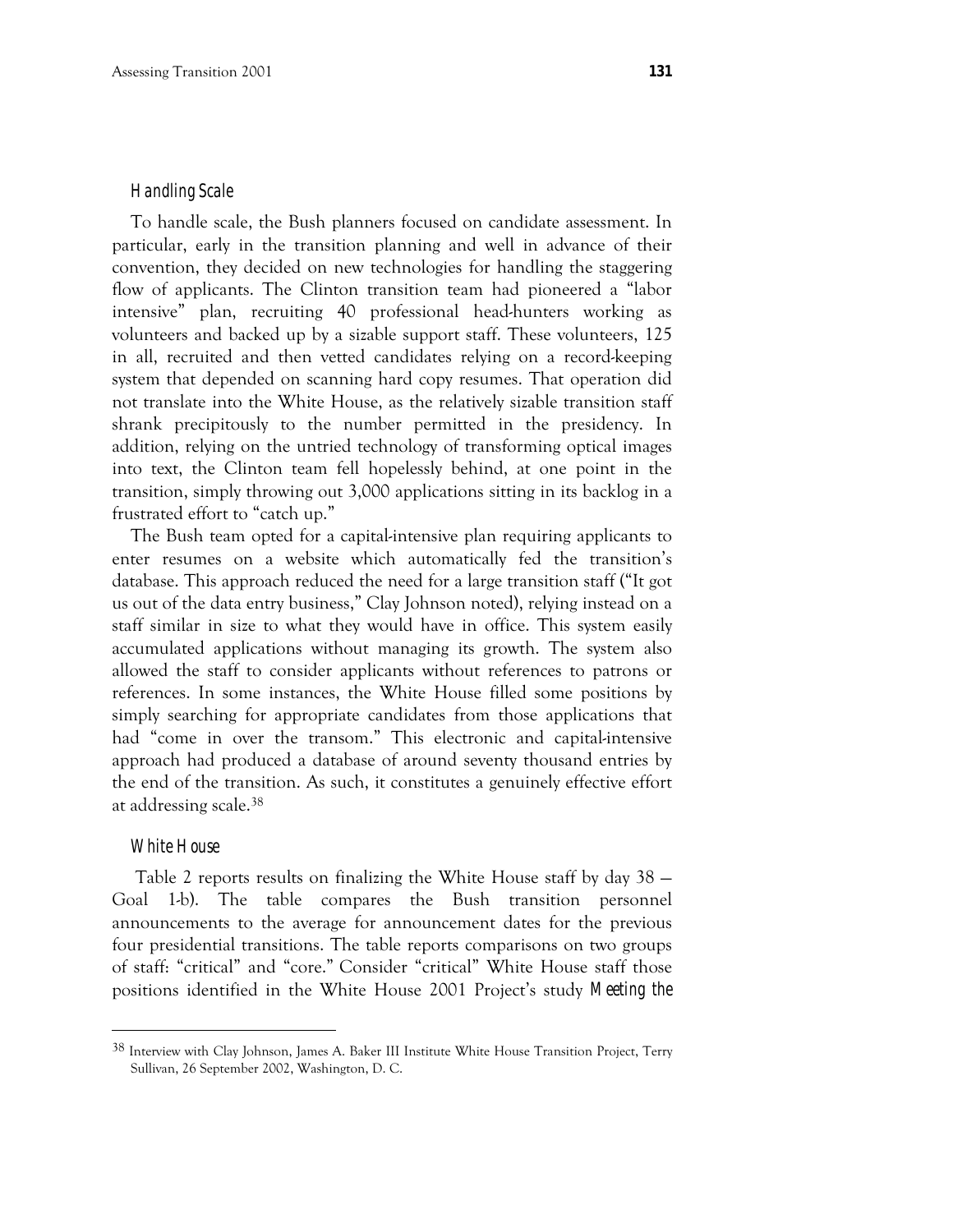### Handling Scale

To handle scale, the Bush planners focused on candidate assessment. In particular, early in the transition planning and well in advance of their convention, they decided on new technologies for handling the staggering flow of applicants. The Clinton transition team had pioneered a "labor intensive" plan, recruiting 40 professional head-hunters working as volunteers and backed up by a sizable support staff. These volunteers, 125 in all, recruited and then vetted candidates relying on a record-keeping system that depended on scanning hard copy resumes. That operation did not translate into the White House, as the relatively sizable transition staff shrank precipitously to the number permitted in the presidency. In addition, relying on the untried technology of transforming optical images into text, the Clinton team fell hopelessly behind, at one point in the transition, simply throwing out 3,000 applications sitting in its backlog in a frustrated effort to "catch up."

The Bush team opted for a capital-intensive plan requiring applicants to enter resumes on a website which automatically fed the transition's database. This approach reduced the need for a large transition staff ("It got us out of the data entry business," Clay Johnson noted), relying instead on a staff similar in size to what they would have in office. This system easily accumulated applications without managing its growth. The system also allowed the staff to consider applicants without references to patrons or references. In some instances, the White House filled some positions by simply searching for appropriate candidates from those applications that had "come in over the transom." This electronic and capital-intensive approach had produced a database of around seventy thousand entries by the end of the transition. As such, it constitutes a genuinely effective effort at addressing scale.[38]

### White House

Table 2 reports results on finalizing the White House staff by day 38 — Goal 1-b). The table compares the Bush transition personnel announcements to the average for announcement dates for the previous four presidential transitions. The table reports comparisons on two groups of staff: "critical" and "core." Consider "critical" White House staff those positions identified in the White House 2001 Project's study *Meeting the*

---

[38] Interview with Clay Johnson, James A. Baker III Institute White House Transition Project, Terry Sullivan, 26 September 2002, Washington, D. C.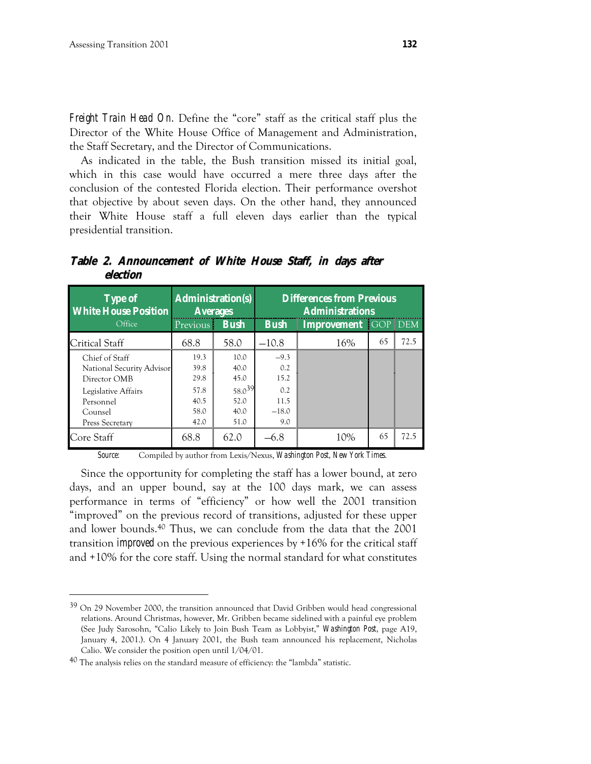*Freight Train Head On.* Define the "core" staff as the critical staff plus the Director of the White House Office of Management and Administration, the Staff Secretary, and the Director of Communications.

As indicated in the table, the Bush transition missed its initial goal, which in this case would have occurred a mere three days after the conclusion of the contested Florida election. Their performance overshot that objective by about seven days. On the other hand, they announced their White House staff a full eleven days earlier than the typical presidential transition.

***Table 2. Announcement of White House Staff, in days after election***

| Type of White House Position | Administration(s) Averages | | Differences from Previous Administrations | | | |
|---|---|---|---|---|---|---|
| Office | Previous | Bush | Bush | Improvement | GOP | DEM |
| Critical Staff | 68.8 | 58.0 | –10.8 | 16% | 65 | 72.5 |
| Chief of Staff | 19.3 | 10.0 | –9.3 | | | |
| National Security Advisor | 39.8 | 40.0 | 0.2 | | | |
| Director OMB | 29.8 | 45.0 | 15.2 | | | |
| Legislative Affairs | 57.8 | 58.0[39] | 0.2 | | | |
| Personnel | 40.5 | 52.0 | 11.5 | | | |
| Counsel | 58.0 | 40.0 | –18.0 | | | |
| Press Secretary | 42.0 | 51.0 | 9.0 | | | |
| Core Staff | 68.8 | 62.0 | –6.8 | 10% | 65 | 72.5 |

*Source:* Compiled by author from Lexis/Nexus, *Washington Post*, *New York Times*.

Since the opportunity for completing the staff has a lower bound, at zero days, and an upper bound, say at the 100 days mark, we can assess performance in terms of "efficiency" or how well the 2001 transition "improved" on the previous record of transitions, adjusted for these upper and lower bounds.[40] Thus, we can conclude from the data that the 2001 transition *improved* on the previous experiences by +16% for the critical staff and +10% for the core staff. Using the normal standard for what constitutes

---

[39] On 29 November 2000, the transition announced that David Gribben would head congressional relations. Around Christmas, however, Mr. Gribben became sidelined with a painful eye problem (See Judy Sarosohn, "Calio Likely to Join Bush Team as Lobbyist," *Washington Post*, page A19, January 4, 2001.). On 4 January 2001, the Bush team announced his replacement, Nicholas Calio. We consider the position open until 1/04/01.

[40] The analysis relies on the standard measure of efficiency: the "lambda" statistic.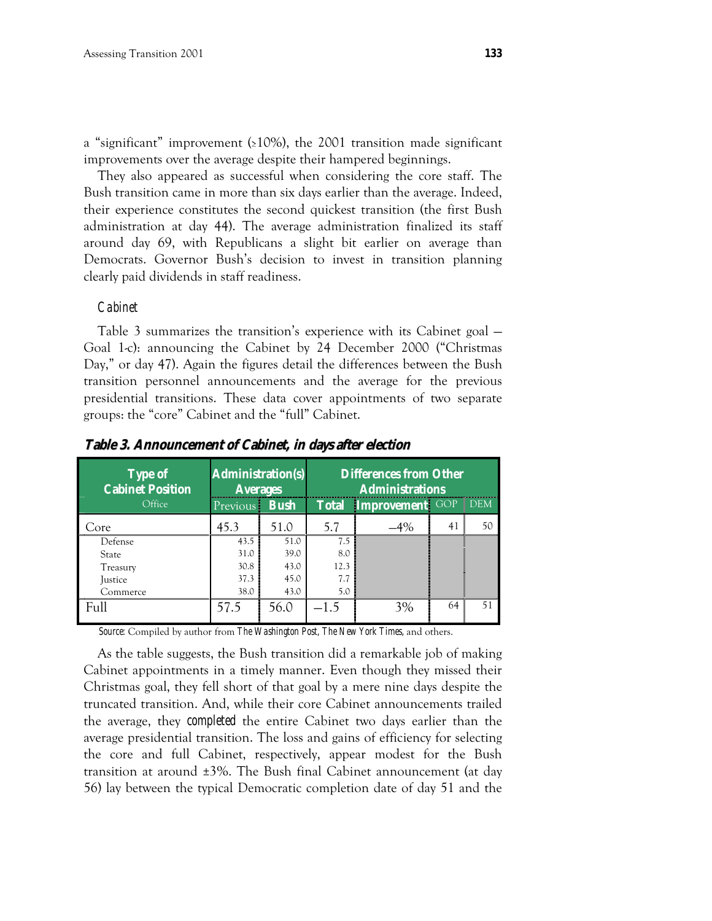a “significant” improvement (≥10%), the 2001 transition made significant improvements over the average despite their hampered beginnings.

They also appeared as successful when considering the core staff. The Bush transition came in more than six days earlier than the average. Indeed, their experience constitutes the second quickest transition (the first Bush administration at day 44). The average administration finalized its staff around day 69, with Republicans a slight bit earlier on average than Democrats. Governor Bush’s decision to invest in transition planning clearly paid dividends in staff readiness.

### *Cabinet*

Table 3 summarizes the transition’s experience with its Cabinet goal — Goal 1-c): announcing the Cabinet by 24 December 2000 (“Christmas Day,” or day 47). Again the figures detail the differences between the Bush transition personnel announcements and the average for the previous presidential transitions. These data cover appointments of two separate groups: the “core” Cabinet and the “full” Cabinet.

***Table 3. Announcement of Cabinet, in days after election***

| Type of Cabinet Position | Administration(s) Averages | | Differences from Other Administrations | | | |
|---|---|---|---|---|---|---|
| Office | Previous | Bush | Total | Improvement | GOP | DEM |
| Core | 45.3 | 51.0 | 5.7 | –4% | 41 | 50 |
| Defense | 43.5 | 51.0 | 7.5 | | | |
| State | 31.0 | 39.0 | 8.0 | | | |
| Treasury | 30.8 | 43.0 | 12.3 | | | |
| Justice | 37.3 | 45.0 | 7.7 | | | |
| Commerce | 38.0 | 43.0 | 5.0 | | | |
| Full | 57.5 | 56.0 | –1.5 | 3% | 64 | 51 |

*Source:* Compiled by author from *The Washington Post*, *The New York Times*, and others.

As the table suggests, the Bush transition did a remarkable job of making Cabinet appointments in a timely manner. Even though they missed their Christmas goal, they fell short of that goal by a mere nine days despite the truncated transition. And, while their core Cabinet announcements trailed the average, they *completed* the entire Cabinet two days earlier than the average presidential transition. The loss and gains of efficiency for selecting the core and full Cabinet, respectively, appear modest for the Bush transition at around ±3%. The Bush final Cabinet announcement (at day 56) lay between the typical Democratic completion date of day 51 and the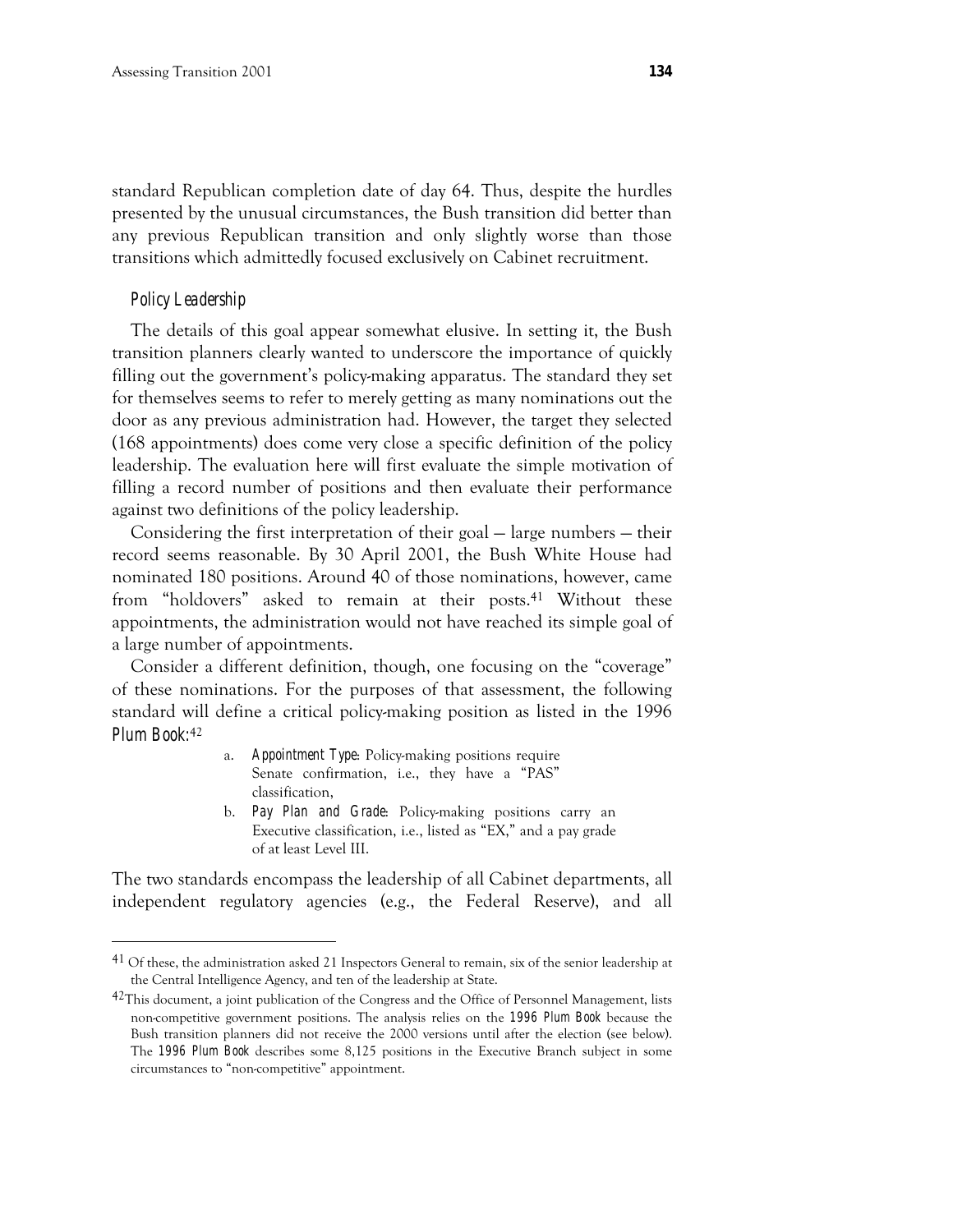standard Republican completion date of day 64. Thus, despite the hurdles presented by the unusual circumstances, the Bush transition did better than any previous Republican transition and only slightly worse than those transitions which admittedly focused exclusively on Cabinet recruitment.

### *Policy Leadership*

The details of this goal appear somewhat elusive. In setting it, the Bush transition planners clearly wanted to underscore the importance of quickly filling out the government's policy-making apparatus. The standard they set for themselves seems to refer to merely getting as many nominations out the door as any previous administration had. However, the target they selected (168 appointments) does come very close a specific definition of the policy leadership. The evaluation here will first evaluate the simple motivation of filling a record number of positions and then evaluate their performance against two definitions of the policy leadership.

Considering the first interpretation of their goal — large numbers — their record seems reasonable. By 30 April 2001, the Bush White House had nominated 180 positions. Around 40 of those nominations, however, came from "holdovers" asked to remain at their posts.[41] Without these appointments, the administration would not have reached its simple goal of a large number of appointments.

Consider a different definition, though, one focusing on the "coverage" of these nominations. For the purposes of that assessment, the following standard will define a critical policy-making position as listed in the 1996 *Plum Book*:[42]

a. *Appointment Type*: Policy-making positions require Senate confirmation, i.e., they have a "PAS" classification,
b. *Pay Plan and Grade*: Policy-making positions carry an Executive classification, i.e., listed as "EX," and a pay grade of at least Level III.

The two standards encompass the leadership of all Cabinet departments, all independent regulatory agencies (e.g., the Federal Reserve), and all

---

[41] Of these, the administration asked 21 Inspectors General to remain, six of the senior leadership at the Central Intelligence Agency, and ten of the leadership at State.

[42] This document, a joint publication of the Congress and the Office of Personnel Management, lists non-competitive government positions. The analysis relies on the *1996 Plum Book* because the Bush transition planners did not receive the 2000 versions until after the election (see below). The *1996 Plum Book* describes some 8,125 positions in the Executive Branch subject in some circumstances to "non-competitive" appointment.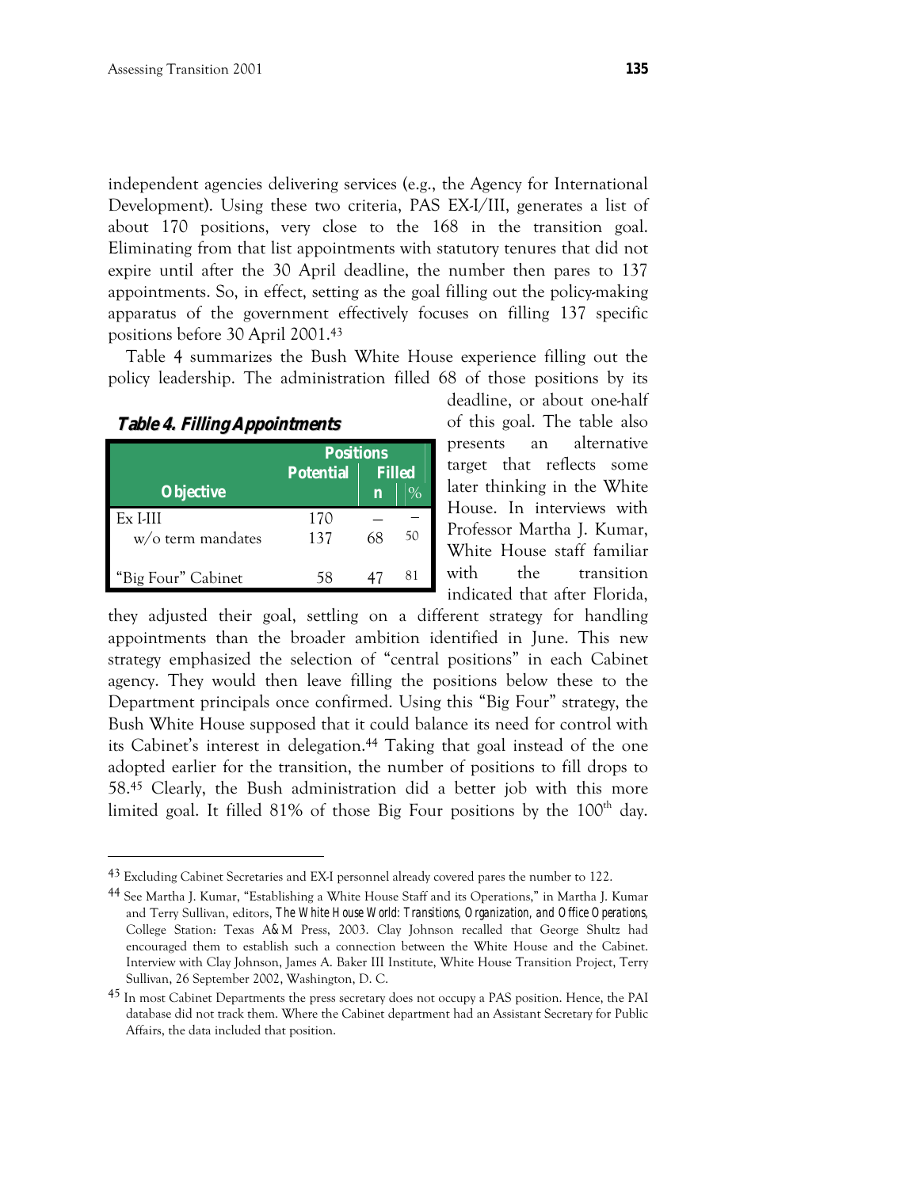independent agencies delivering services (e.g., the Agency for International Development). Using these two criteria, PAS EX-I/III, generates a list of about 170 positions, very close to the 168 in the transition goal. Eliminating from that list appointments with statutory tenures that did not expire until after the 30 April deadline, the number then pares to 137 appointments. So, in effect, setting as the goal filling out the policy-making apparatus of the government effectively focuses on filling 137 specific positions before 30 April 2001.[43]

Table 4 summarizes the Bush White House experience filling out the policy leadership. The administration filled 68 of those positions by its deadline, or about one-half of this goal. The table also presents an alternative target that reflects some later thinking in the White House. In interviews with Professor Martha J. Kumar, White House staff familiar with the transition indicated that after Florida, they adjusted their goal, settling on a different strategy for handling appointments than the broader ambition identified in June. This new strategy emphasized the selection of "central positions" in each Cabinet agency. They would then leave filling the positions below these to the Department principals once confirmed. Using this "Big Four" strategy, the Bush White House supposed that it could balance its need for control with its Cabinet's interest in delegation.[44] Taking that goal instead of the one adopted earlier for the transition, the number of positions to fill drops to 58.[45] Clearly, the Bush administration did a better job with this more limited goal. It filled 81% of those Big Four positions by the 100th day.

***Table 4. Filling Appointments***

| Objective | Positions Potential | Filled n | Filled % |
|---|---|---|---|
| Ex I-III | 170 | — | — |
| w/o term mandates | 137 | 68 | 50 |
| "Big Four" Cabinet | 58 | 47 | 81 |

---

[43] Excluding Cabinet Secretaries and EX-I personnel already covered pares the number to 122.

[44] See Martha J. Kumar, "Establishing a White House Staff and its Operations," in Martha J. Kumar and Terry Sullivan, editors, *The White House World: Transitions, Organization, and Office Operations*, College Station: Texas A&M Press, 2003. Clay Johnson recalled that George Shultz had encouraged them to establish such a connection between the White House and the Cabinet. Interview with Clay Johnson, James A. Baker III Institute, White House Transition Project, Terry Sullivan, 26 September 2002, Washington, D. C.

[45] In most Cabinet Departments the press secretary does not occupy a PAS position. Hence, the PAI database did not track them. Where the Cabinet department had an Assistant Secretary for Public Affairs, the data included that position.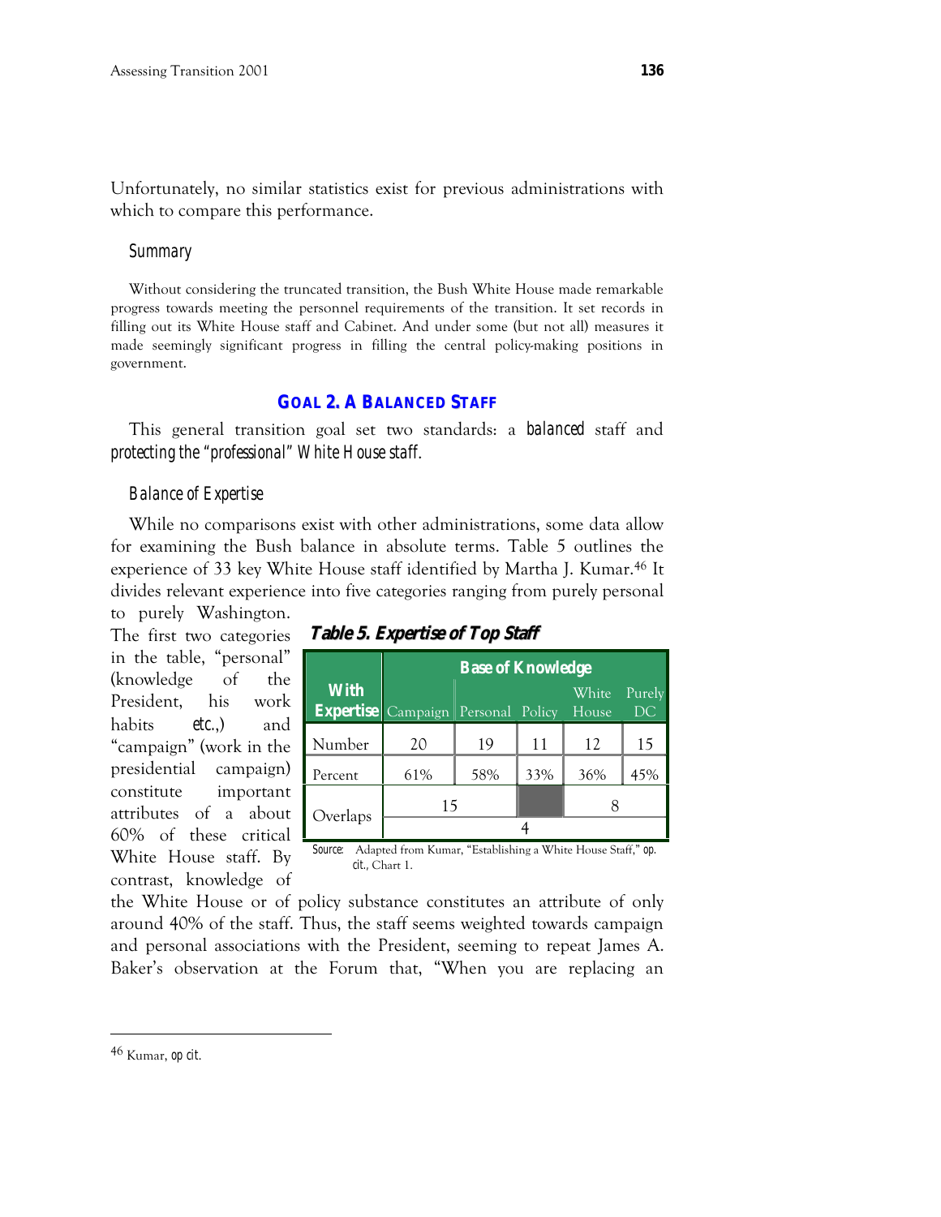Unfortunately, no similar statistics exist for previous administrations with which to compare this performance.

### *Summary*

Without considering the truncated transition, the Bush White House made remarkable progress towards meeting the personnel requirements of the transition. It set records in filling out its White House staff and Cabinet. And under some (but not all) measures it made seemingly significant progress in filling the central policy-making positions in government.

## GOAL 2. A BALANCED STAFF

This general transition goal set two standards: a *balanced* staff and *protecting the "professional" White House staff.*

### *Balance of Expertise*

While no comparisons exist with other administrations, some data allow for examining the Bush balance in absolute terms. Table 5 outlines the experience of 33 key White House staff identified by Martha J. Kumar.[46] It divides relevant experience into five categories ranging from purely personal to purely Washington. The first two categories in the table, "personal" (knowledge of the President, his work habits *etc.*,) and "campaign" (work in the presidential campaign) constitute important attributes of a about 60% of these critical White House staff. By contrast, knowledge of the White House or of policy substance constitutes an attribute of only around 40% of the staff. Thus, the staff seems weighted towards campaign and personal associations with the President, seeming to repeat James A. Baker's observation at the Forum that, "When you are replacing an

**Table 5. Expertise of Top Staff**

| With Expertise | Base of Knowledge | | | | |
|---|---|---|---|---|---|
| | Campaign | Personal | Policy | White House | Purely DC |
| Number | 20 | 19 | 11 | 12 | 15 |
| Percent | 61% | 58% | 33% | 36% | 45% |
| Overlaps | 15 | | | 8 | |
| | 4 | | | | |

*Source:* Adapted from Kumar, "Establishing a White House Staff," *op. cit.*, Chart 1.

---

[46] Kumar, *op cit.*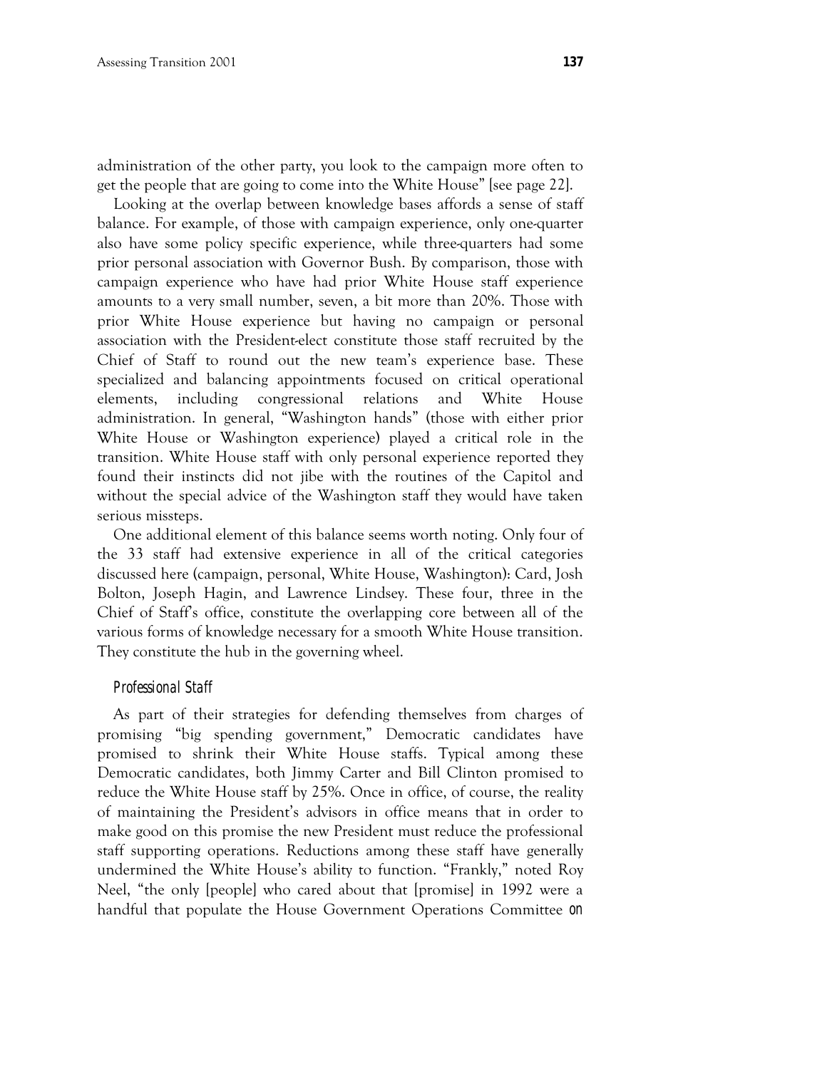administration of the other party, you look to the campaign more often to get the people that are going to come into the White House" [see page 22].

Looking at the overlap between knowledge bases affords a sense of staff balance. For example, of those with campaign experience, only one-quarter also have some policy specific experience, while three-quarters had some prior personal association with Governor Bush. By comparison, those with campaign experience who have had prior White House staff experience amounts to a very small number, seven, a bit more than 20%. Those with prior White House experience but having no campaign or personal association with the President-elect constitute those staff recruited by the Chief of Staff to round out the new team's experience base. These specialized and balancing appointments focused on critical operational elements, including congressional relations and White House administration. In general, "Washington hands" (those with either prior White House or Washington experience) played a critical role in the transition. White House staff with only personal experience reported they found their instincts did not jibe with the routines of the Capitol and without the special advice of the Washington staff they would have taken serious missteps.

One additional element of this balance seems worth noting. Only four of the 33 staff had extensive experience in all of the critical categories discussed here (campaign, personal, White House, Washington): Card, Josh Bolton, Joseph Hagin, and Lawrence Lindsey. These four, three in the Chief of Staff's office, constitute the overlapping core between all of the various forms of knowledge necessary for a smooth White House transition. They constitute the hub in the governing wheel.

### *Professional Staff*

As part of their strategies for defending themselves from charges of promising "big spending government," Democratic candidates have promised to shrink their White House staffs. Typical among these Democratic candidates, both Jimmy Carter and Bill Clinton promised to reduce the White House staff by 25%. Once in office, of course, the reality of maintaining the President's advisors in office means that in order to make good on this promise the new President must reduce the professional staff supporting operations. Reductions among these staff have generally undermined the White House's ability to function. "Frankly," noted Roy Neel, "the only [people] who cared about that [promise] in 1992 were a handful that populate the House Government Operations Committee on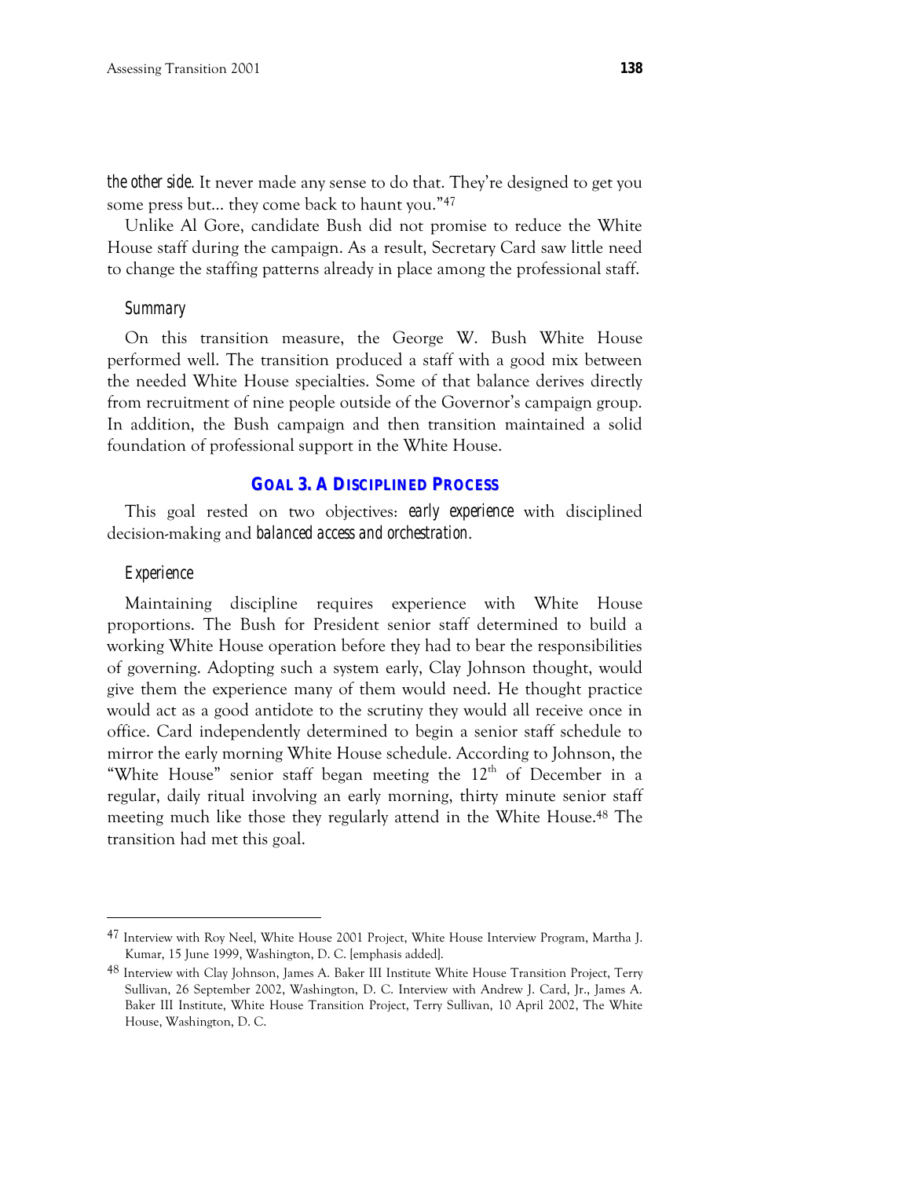*the other side*. It never made any sense to do that. They're designed to get you some press but... they come back to haunt you."[47]

Unlike Al Gore, candidate Bush did not promise to reduce the White House staff during the campaign. As a result, Secretary Card saw little need to change the staffing patterns already in place among the professional staff.

### *Summary*

On this transition measure, the George W. Bush White House performed well. The transition produced a staff with a good mix between the needed White House specialties. Some of that balance derives directly from recruitment of nine people outside of the Governor's campaign group. In addition, the Bush campaign and then transition maintained a solid foundation of professional support in the White House.

## **GOAL 3. A DISCIPLINED PROCESS**

This goal rested on two objectives: *early experience* with disciplined decision-making and *balanced access and orchestration*.

### *Experience*

Maintaining discipline requires experience with White House proportions. The Bush for President senior staff determined to build a working White House operation before they had to bear the responsibilities of governing. Adopting such a system early, Clay Johnson thought, would give them the experience many of them would need. He thought practice would act as a good antidote to the scrutiny they would all receive once in office. Card independently determined to begin a senior staff schedule to mirror the early morning White House schedule. According to Johnson, the "White House" senior staff began meeting the 12th of December in a regular, daily ritual involving an early morning, thirty minute senior staff meeting much like those they regularly attend in the White House.[48] The transition had met this goal.

---

[47] Interview with Roy Neel, White House 2001 Project, White House Interview Program, Martha J. Kumar, 15 June 1999, Washington, D. C. [emphasis added].

[48] Interview with Clay Johnson, James A. Baker III Institute White House Transition Project, Terry Sullivan, 26 September 2002, Washington, D. C. Interview with Andrew J. Card, Jr., James A. Baker III Institute, White House Transition Project, Terry Sullivan, 10 April 2002, The White House, Washington, D. C.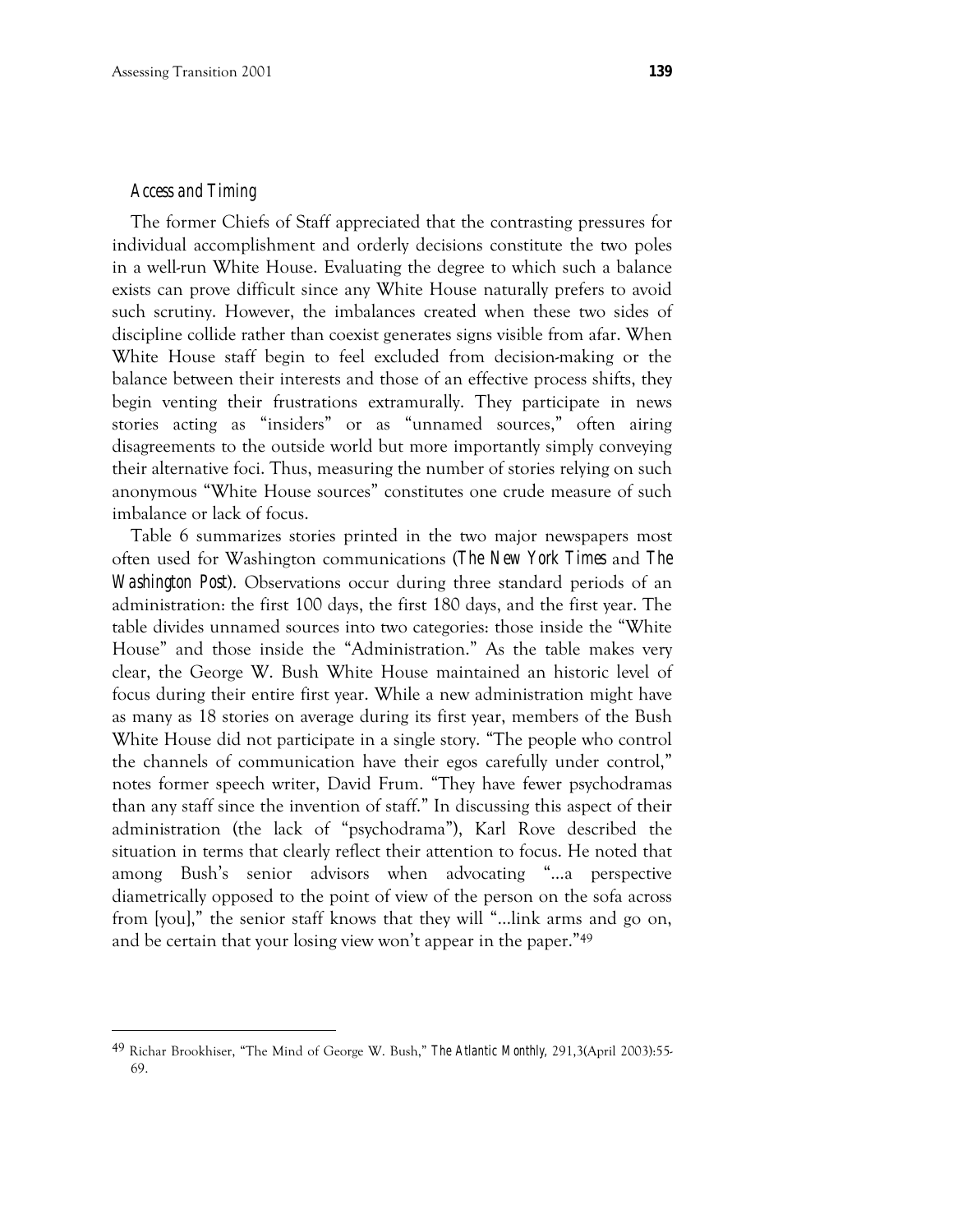### *Access and Timing*

The former Chiefs of Staff appreciated that the contrasting pressures for individual accomplishment and orderly decisions constitute the two poles in a well-run White House. Evaluating the degree to which such a balance exists can prove difficult since any White House naturally prefers to avoid such scrutiny. However, the imbalances created when these two sides of discipline collide rather than coexist generates signs visible from afar. When White House staff begin to feel excluded from decision-making or the balance between their interests and those of an effective process shifts, they begin venting their frustrations extramurally. They participate in news stories acting as "insiders" or as "unnamed sources," often airing disagreements to the outside world but more importantly simply conveying their alternative foci. Thus, measuring the number of stories relying on such anonymous "White House sources" constitutes one crude measure of such imbalance or lack of focus.

Table 6 summarizes stories printed in the two major newspapers most often used for Washington communications (*The New York Times* and *The Washington Post*). Observations occur during three standard periods of an administration: the first 100 days, the first 180 days, and the first year. The table divides unnamed sources into two categories: those inside the "White House" and those inside the "Administration." As the table makes very clear, the George W. Bush White House maintained an historic level of focus during their entire first year. While a new administration might have as many as 18 stories on average during its first year, members of the Bush White House did not participate in a single story. "The people who control the channels of communication have their egos carefully under control," notes former speech writer, David Frum. "They have fewer psychodramas than any staff since the invention of staff." In discussing this aspect of their administration (the lack of "psychodrama"), Karl Rove described the situation in terms that clearly reflect their attention to focus. He noted that among Bush's senior advisors when advocating "...a perspective diametrically opposed to the point of view of the person on the sofa across from [you]," the senior staff knows that they will "...link arms and go on, and be certain that your losing view won't appear in the paper."[49]

---

[49] Richar Brookhiser, "The Mind of George W. Bush," *The Atlantic Monthly*, 291,3(April 2003):55-69.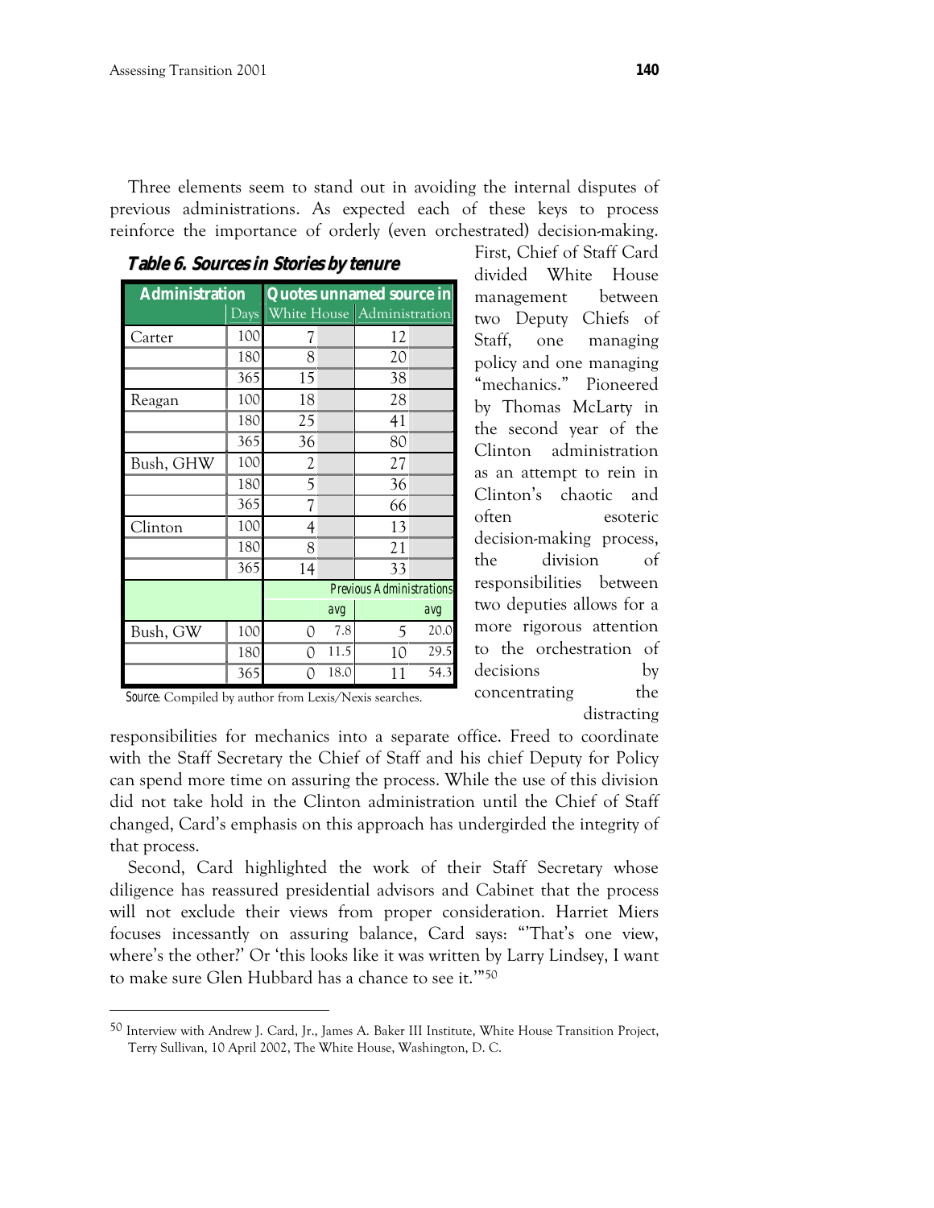Three elements seem to stand out in avoiding the internal disputes of previous administrations. As expected each of these keys to process reinforce the importance of orderly (even orchestrated) decision-making.

**Table 6. Sources in Stories by tenure**

| Administration | Days | Quotes unnamed source in White House | | Administration | |
|---|---|---|---|---|---|
| Carter | 100 | 7 | | 12 | |
| | 180 | 8 | | 20 | |
| | 365 | 15 | | 38 | |
| Reagan | 100 | 18 | | 28 | |
| | 180 | 25 | | 41 | |
| | 365 | 36 | | 80 | |
| Bush, GHW | 100 | 2 | | 27 | |
| | 180 | 5 | | 36 | |
| | 365 | 7 | | 66 | |
| Clinton | 100 | 4 | | 13 | |
| | 180 | 8 | | 21 | |
| | 365 | 14 | | 33 | |
| | | Previous Administrations | | | |
| | | | avg | | avg |
| Bush, GW | 100 | 0 | 7.8 | 5 | 20.0 |
| | 180 | 0 | 11.5 | 10 | 29.5 |
| | 365 | 0 | 18.0 | 11 | 54.3 |

*Source:* Compiled by author from Lexis/Nexis searches.

First, Chief of Staff Card divided White House management between two Deputy Chiefs of Staff, one managing policy and one managing "mechanics." Pioneered by Thomas McLarty in the second year of the Clinton administration as an attempt to rein in Clinton's chaotic and often esoteric decision-making process, the division of responsibilities between two deputies allows for a more rigorous attention to the orchestration of decisions by concentrating the distracting responsibilities for mechanics into a separate office. Freed to coordinate with the Staff Secretary the Chief of Staff and his chief Deputy for Policy can spend more time on assuring the process. While the use of this division did not take hold in the Clinton administration until the Chief of Staff changed, Card's emphasis on this approach has undergirded the integrity of that process.

Second, Card highlighted the work of their Staff Secretary whose diligence has reassured presidential advisors and Cabinet that the process will not exclude their views from proper consideration. Harriet Miers focuses incessantly on assuring balance, Card says: "'That's one view, where's the other?' Or 'this looks like it was written by Larry Lindsey, I want to make sure Glen Hubbard has a chance to see it.'"[50]

---

[50] Interview with Andrew J. Card, Jr., James A. Baker III Institute, White House Transition Project, Terry Sullivan, 10 April 2002, The White House, Washington, D. C.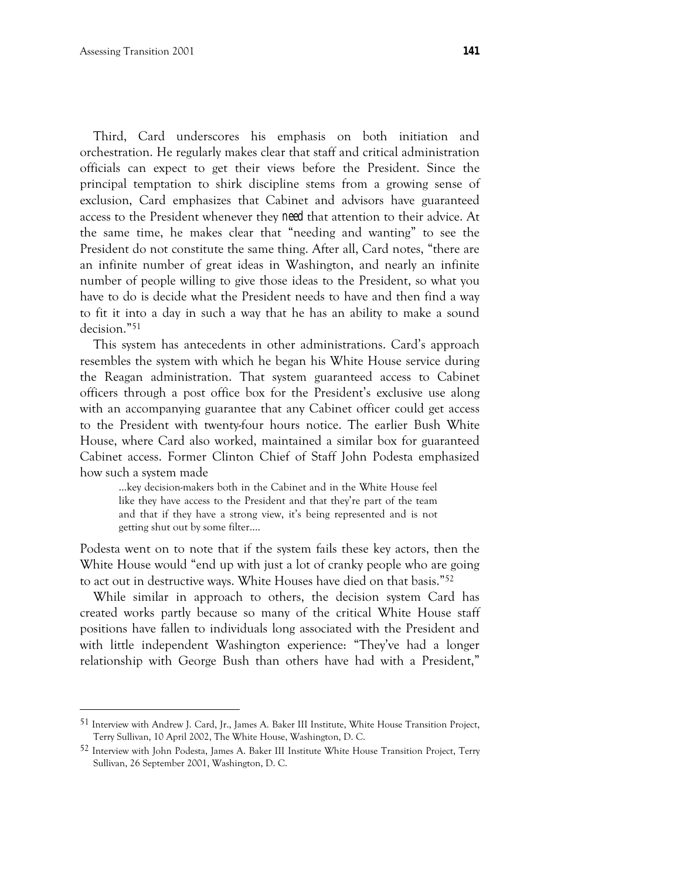Third, Card underscores his emphasis on both initiation and orchestration. He regularly makes clear that staff and critical administration officials can expect to get their views before the President. Since the principal temptation to shirk discipline stems from a growing sense of exclusion, Card emphasizes that Cabinet and advisors have guaranteed access to the President whenever they *need* that attention to their advice. At the same time, he makes clear that "needing and wanting" to see the President do not constitute the same thing. After all, Card notes, "there are an infinite number of great ideas in Washington, and nearly an infinite number of people willing to give those ideas to the President, so what you have to do is decide what the President needs to have and then find a way to fit it into a day in such a way that he has an ability to make a sound decision."[51]

This system has antecedents in other administrations. Card's approach resembles the system with which he began his White House service during the Reagan administration. That system guaranteed access to Cabinet officers through a post office box for the President's exclusive use along with an accompanying guarantee that any Cabinet officer could get access to the President with twenty-four hours notice. The earlier Bush White House, where Card also worked, maintained a similar box for guaranteed Cabinet access. Former Clinton Chief of Staff John Podesta emphasized how such a system made

> …key decision-makers both in the Cabinet and in the White House feel like they have access to the President and that they're part of the team and that if they have a strong view, it's being represented and is not getting shut out by some filter….

Podesta went on to note that if the system fails these key actors, then the White House would "end up with just a lot of cranky people who are going to act out in destructive ways. White Houses have died on that basis."[52]

While similar in approach to others, the decision system Card has created works partly because so many of the critical White House staff positions have fallen to individuals long associated with the President and with little independent Washington experience: "They've had a longer relationship with George Bush than others have had with a President,"

---

[51] Interview with Andrew J. Card, Jr., James A. Baker III Institute, White House Transition Project, Terry Sullivan, 10 April 2002, The White House, Washington, D. C.

[52] Interview with John Podesta, James A. Baker III Institute White House Transition Project, Terry Sullivan, 26 September 2001, Washington, D. C.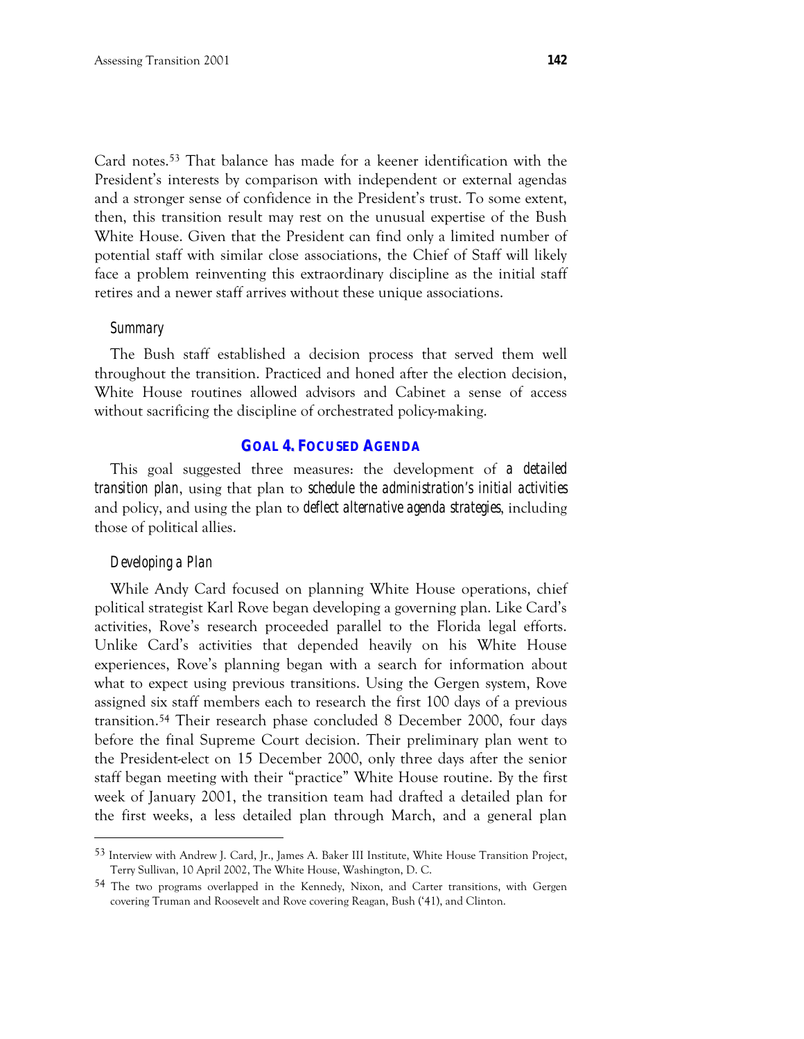Card notes.[53] That balance has made for a keener identification with the President's interests by comparison with independent or external agendas and a stronger sense of confidence in the President's trust. To some extent, then, this transition result may rest on the unusual expertise of the Bush White House. Given that the President can find only a limited number of potential staff with similar close associations, the Chief of Staff will likely face a problem reinventing this extraordinary discipline as the initial staff retires and a newer staff arrives without these unique associations.

### Summary

The Bush staff established a decision process that served them well throughout the transition. Practiced and honed after the election decision, White House routines allowed advisors and Cabinet a sense of access without sacrificing the discipline of orchestrated policy-making.

## GOAL 4. FOCUSED AGENDA

This goal suggested three measures: the development of *a detailed transition plan*, using that plan to *schedule the administration's initial activities* and policy, and using the plan to *deflect alternative agenda strategies*, including those of political allies.

### Developing a Plan

While Andy Card focused on planning White House operations, chief political strategist Karl Rove began developing a governing plan. Like Card's activities, Rove's research proceeded parallel to the Florida legal efforts. Unlike Card's activities that depended heavily on his White House experiences, Rove's planning began with a search for information about what to expect using previous transitions. Using the Gergen system, Rove assigned six staff members each to research the first 100 days of a previous transition.[54] Their research phase concluded 8 December 2000, four days before the final Supreme Court decision. Their preliminary plan went to the President-elect on 15 December 2000, only three days after the senior staff began meeting with their "practice" White House routine. By the first week of January 2001, the transition team had drafted a detailed plan for the first weeks, a less detailed plan through March, and a general plan

---

[53] Interview with Andrew J. Card, Jr., James A. Baker III Institute, White House Transition Project, Terry Sullivan, 10 April 2002, The White House, Washington, D. C.

[54] The two programs overlapped in the Kennedy, Nixon, and Carter transitions, with Gergen covering Truman and Roosevelt and Rove covering Reagan, Bush ('41), and Clinton.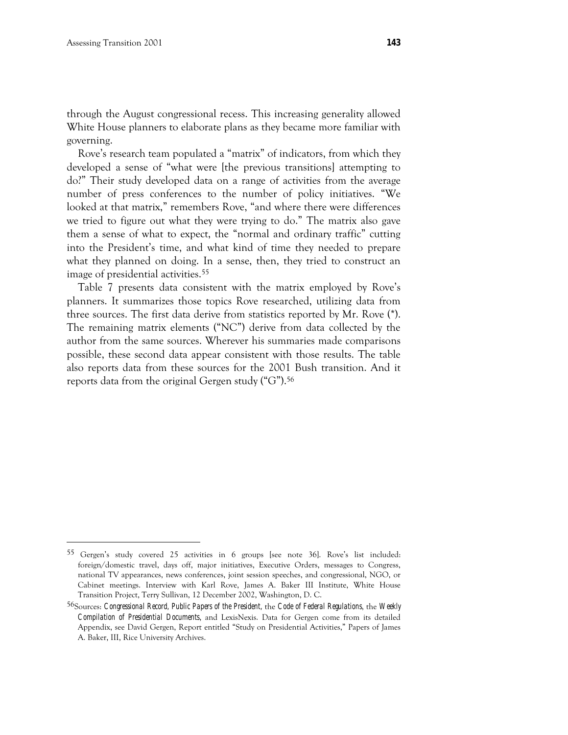through the August congressional recess. This increasing generality allowed White House planners to elaborate plans as they became more familiar with governing.

Rove's research team populated a "matrix" of indicators, from which they developed a sense of "what were [the previous transitions] attempting to do?" Their study developed data on a range of activities from the average number of press conferences to the number of policy initiatives. "We looked at that matrix," remembers Rove, "and where there were differences we tried to figure out what they were trying to do." The matrix also gave them a sense of what to expect, the "normal and ordinary traffic" cutting into the President's time, and what kind of time they needed to prepare what they planned on doing. In a sense, then, they tried to construct an image of presidential activities.[55]

Table 7 presents data consistent with the matrix employed by Rove's planners. It summarizes those topics Rove researched, utilizing data from three sources. The first data derive from statistics reported by Mr. Rove (*). The remaining matrix elements ("NC") derive from data collected by the author from the same sources. Wherever his summaries made comparisons possible, these second data appear consistent with those results. The table also reports data from these sources for the 2001 Bush transition. And it reports data from the original Gergen study ("G").[56]

---

[55] Gergen's study covered 25 activities in 6 groups [see note 36]. Rove's list included: foreign/domestic travel, days off, major initiatives, Executive Orders, messages to Congress, national TV appearances, news conferences, joint session speeches, and congressional, NGO, or Cabinet meetings. Interview with Karl Rove, James A. Baker III Institute, White House Transition Project, Terry Sullivan, 12 December 2002, Washington, D. C.

[56] Sources: *Congressional Record, Public Papers of the President*, the *Code of Federal Regulations*, the *Weekly Compilation of Presidential Documents*, and LexisNexis. Data for Gergen come from its detailed Appendix, see David Gergen, Report entitled "Study on Presidential Activities," Papers of James A. Baker, III, Rice University Archives.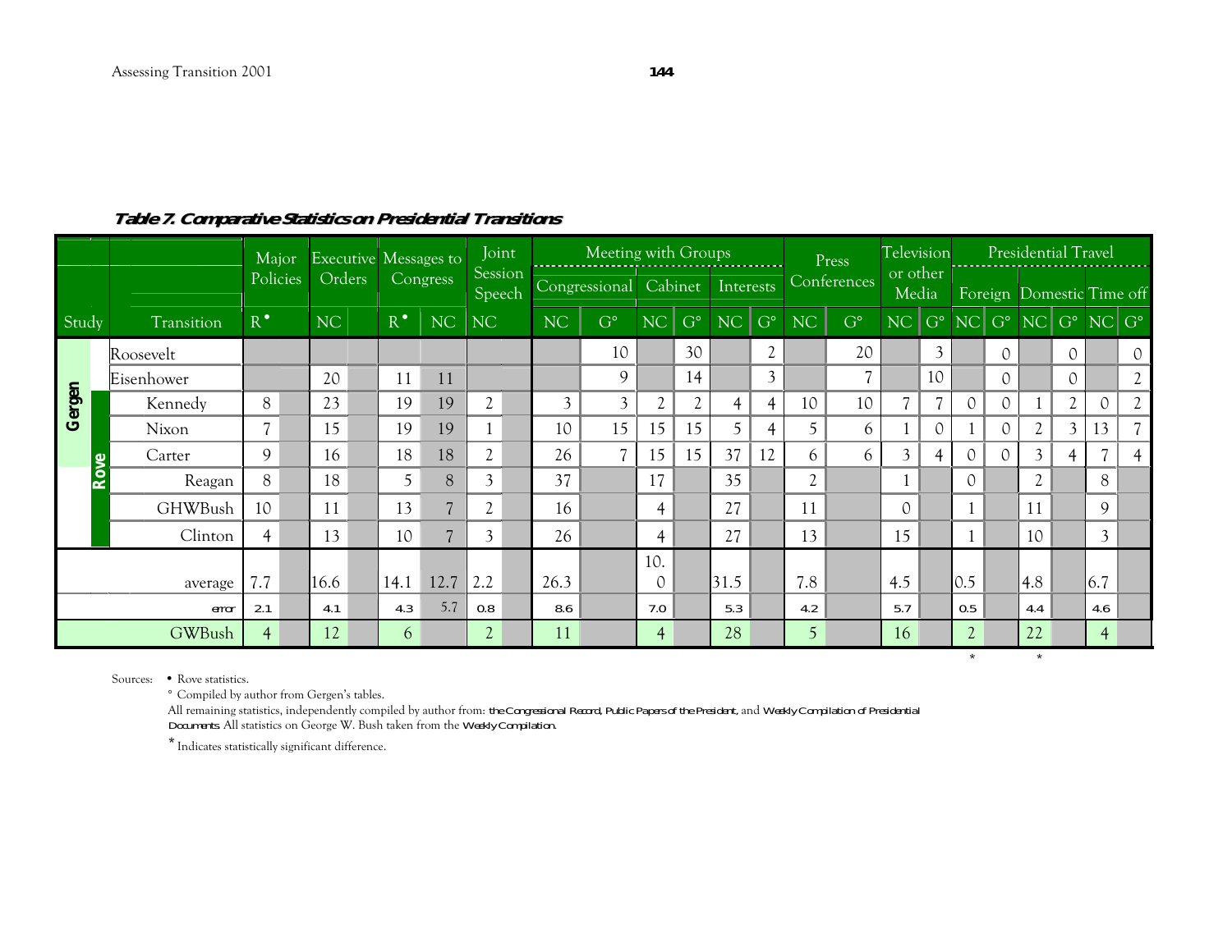***Table 7. Comparative Statistics on Presidential Transitions***

| Study | Transition | Major Policies | Executive Orders | Messages to Congress | | Joint Session Speech | Meeting with Groups: Congressional | | Meeting with Groups: Cabinet | | Meeting with Groups: Interests | | Press Conferences | | Television or other Media | | Presidential Travel: Foreign | | Presidential Travel: Domestic | | Presidential Travel: Time off | |
|---|---|---|---|---|---|---|---|---|---|---|---|---|---|---|---|---|---|---|---|---|---|---|
| | | R• | NC | R• | NC | NC | NC | G° | NC | G° | NC | G° | NC | G° | NC | G° | NC | G° | NC | G° | NC | G° |
| Gergen | Roosevelt | | | | | | | 10 | | 30 | | 2 | | 20 | | 3 | | 0 | | 0 | | 0 |
| Gergen | Eisenhower | | 20 | 11 | 11 | | | 9 | | 14 | | 3 | | 7 | | 10 | | 0 | | 0 | | 2 |
| Gergen / Rove | Kennedy | 8 | 23 | 19 | 19 | 2 | 3 | 3 | 2 | 2 | 4 | 4 | 10 | 10 | 7 | 7 | 0 | 0 | 1 | 2 | 0 | 2 |
| Gergen / Rove | Nixon | 7 | 15 | 19 | 19 | 1 | 10 | 15 | 15 | 15 | 5 | 4 | 5 | 6 | 1 | 0 | 1 | 0 | 2 | 3 | 13 | 7 |
| Gergen / Rove | Carter | 9 | 16 | 18 | 18 | 2 | 26 | 7 | 15 | 15 | 37 | 12 | 6 | 6 | 3 | 4 | 0 | 0 | 3 | 4 | 7 | 4 |
| Rove | Reagan | 8 | 18 | 5 | 8 | 3 | 37 | | 17 | | 35 | | 2 | | 1 | | 0 | | 2 | | 8 | |
| Rove | GHWBush | 10 | 11 | 13 | 7 | 2 | 16 | | 4 | | 27 | | 11 | | 0 | | 1 | | 11 | | 9 | |
| Rove | Clinton | 4 | 13 | 10 | 7 | 3 | 26 | | 4 | | 27 | | 13 | | 15 | | 1 | | 10 | | 3 | |
| | average | 7.7 | 16.6 | 14.1 | 12.7 | 2.2 | 26.3 | | 10.0 | | 31.5 | | 7.8 | | 4.5 | | 0.5 | | 4.8 | | 6.7 | |
| | error | 2.1 | 4.1 | 4.3 | 5.7 | 0.8 | 8.6 | | 7.0 | | 5.3 | | 4.2 | | 5.7 | | 0.5 | | 4.4 | | 4.6 | |
| | GWBush | 4 | 12 | 6 | | 2 | 11 | | 4 | | 28 | | 5 | | 16 | | 2* | | 22* | | 4 | |

Sources: • Rove statistics.

° Compiled by author from Gergen's tables.

All remaining statistics, independently compiled by author from: *the Congressional Record*, *Public Papers of the President*, and *Weekly Compilation of Presidential Documents*. All statistics on George W. Bush taken from the *Weekly Compilation*.

\* Indicates statistically significant difference.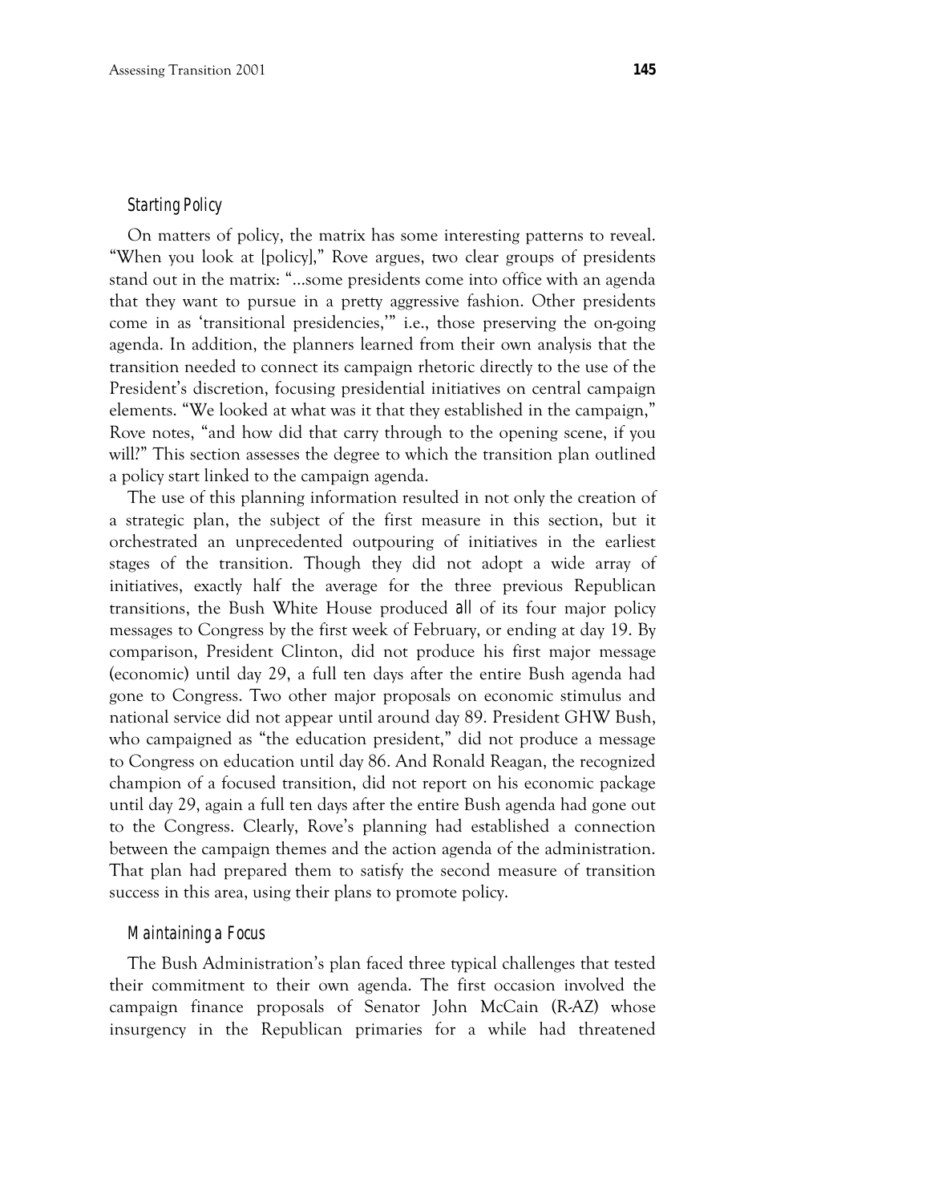### Starting Policy

On matters of policy, the matrix has some interesting patterns to reveal. "When you look at [policy]," Rove argues, two clear groups of presidents stand out in the matrix: "...some presidents come into office with an agenda that they want to pursue in a pretty aggressive fashion. Other presidents come in as 'transitional presidencies,'" i.e., those preserving the on-going agenda. In addition, the planners learned from their own analysis that the transition needed to connect its campaign rhetoric directly to the use of the President's discretion, focusing presidential initiatives on central campaign elements. "We looked at what was it that they established in the campaign," Rove notes, "and how did that carry through to the opening scene, if you will?" This section assesses the degree to which the transition plan outlined a policy start linked to the campaign agenda.

The use of this planning information resulted in not only the creation of a strategic plan, the subject of the first measure in this section, but it orchestrated an unprecedented outpouring of initiatives in the earliest stages of the transition. Though they did not adopt a wide array of initiatives, exactly half the average for the three previous Republican transitions, the Bush White House produced *all* of its four major policy messages to Congress by the first week of February, or ending at day 19. By comparison, President Clinton, did not produce his first major message (economic) until day 29, a full ten days after the entire Bush agenda had gone to Congress. Two other major proposals on economic stimulus and national service did not appear until around day 89. President GHW Bush, who campaigned as "the education president," did not produce a message to Congress on education until day 86. And Ronald Reagan, the recognized champion of a focused transition, did not report on his economic package until day 29, again a full ten days after the entire Bush agenda had gone out to the Congress. Clearly, Rove's planning had established a connection between the campaign themes and the action agenda of the administration. That plan had prepared them to satisfy the second measure of transition success in this area, using their plans to promote policy.

### Maintaining a Focus

The Bush Administration's plan faced three typical challenges that tested their commitment to their own agenda. The first occasion involved the campaign finance proposals of Senator John McCain (R-AZ) whose insurgency in the Republican primaries for a while had threatened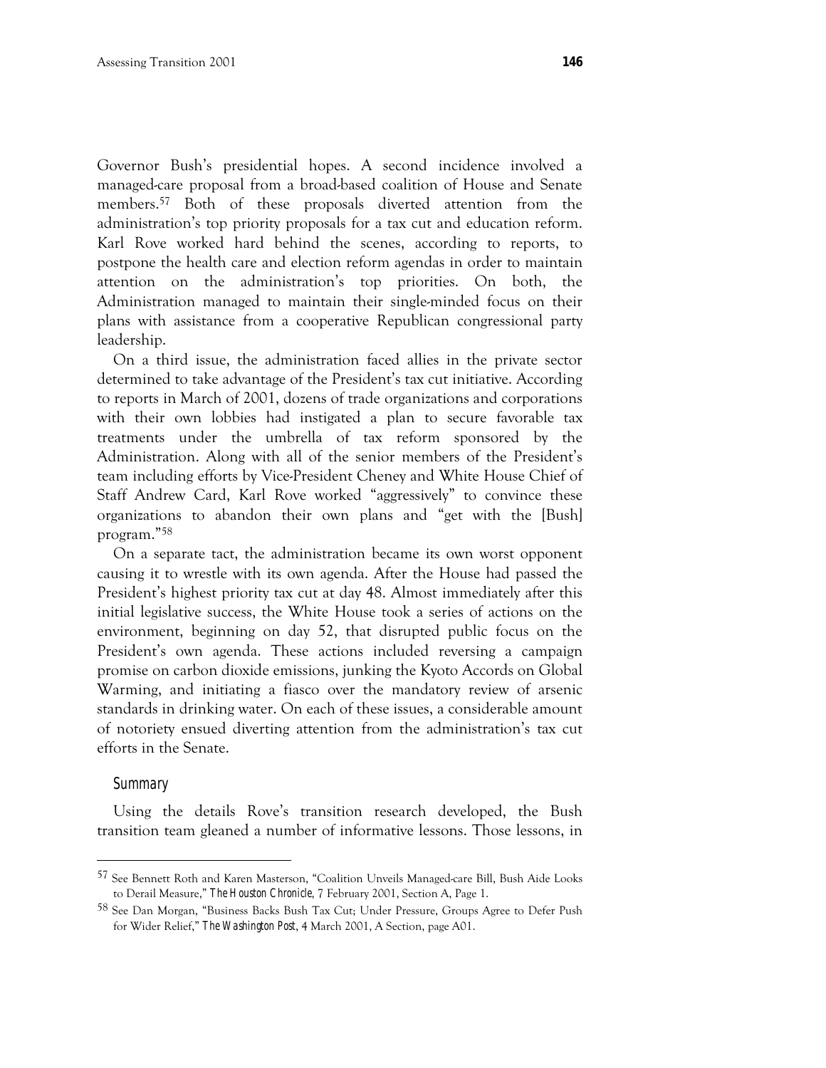Governor Bush's presidential hopes. A second incidence involved a managed-care proposal from a broad-based coalition of House and Senate members.[57] Both of these proposals diverted attention from the administration's top priority proposals for a tax cut and education reform. Karl Rove worked hard behind the scenes, according to reports, to postpone the health care and election reform agendas in order to maintain attention on the administration's top priorities. On both, the Administration managed to maintain their single-minded focus on their plans with assistance from a cooperative Republican congressional party leadership.

On a third issue, the administration faced allies in the private sector determined to take advantage of the President's tax cut initiative. According to reports in March of 2001, dozens of trade organizations and corporations with their own lobbies had instigated a plan to secure favorable tax treatments under the umbrella of tax reform sponsored by the Administration. Along with all of the senior members of the President's team including efforts by Vice-President Cheney and White House Chief of Staff Andrew Card, Karl Rove worked "aggressively" to convince these organizations to abandon their own plans and "get with the [Bush] program."[58]

On a separate tact, the administration became its own worst opponent causing it to wrestle with its own agenda. After the House had passed the President's highest priority tax cut at day 48. Almost immediately after this initial legislative success, the White House took a series of actions on the environment, beginning on day 52, that disrupted public focus on the President's own agenda. These actions included reversing a campaign promise on carbon dioxide emissions, junking the Kyoto Accords on Global Warming, and initiating a fiasco over the mandatory review of arsenic standards in drinking water. On each of these issues, a considerable amount of notoriety ensued diverting attention from the administration's tax cut efforts in the Senate.

### Summary

Using the details Rove's transition research developed, the Bush transition team gleaned a number of informative lessons. Those lessons, in

---

[57] See Bennett Roth and Karen Masterson, "Coalition Unveils Managed-care Bill, Bush Aide Looks to Derail Measure," *The Houston Chronicle*, 7 February 2001, Section A, Page 1.

[58] See Dan Morgan, "Business Backs Bush Tax Cut; Under Pressure, Groups Agree to Defer Push for Wider Relief," *The Washington Post*, 4 March 2001, A Section, page A01.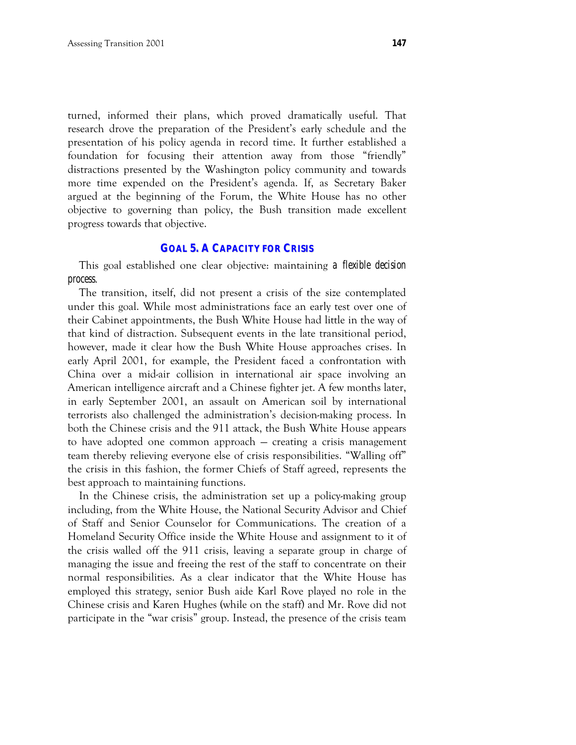turned, informed their plans, which proved dramatically useful. That research drove the preparation of the President's early schedule and the presentation of his policy agenda in record time. It further established a foundation for focusing their attention away from those "friendly" distractions presented by the Washington policy community and towards more time expended on the President's agenda. If, as Secretary Baker argued at the beginning of the Forum, the White House has no other objective to governing than policy, the Bush transition made excellent progress towards that objective.

### GOAL 5. A CAPACITY FOR CRISIS

This goal established one clear objective: maintaining *a flexible decision process.*

The transition, itself, did not present a crisis of the size contemplated under this goal. While most administrations face an early test over one of their Cabinet appointments, the Bush White House had little in the way of that kind of distraction. Subsequent events in the late transitional period, however, made it clear how the Bush White House approaches crises. In early April 2001, for example, the President faced a confrontation with China over a mid-air collision in international air space involving an American intelligence aircraft and a Chinese fighter jet. A few months later, in early September 2001, an assault on American soil by international terrorists also challenged the administration's decision-making process. In both the Chinese crisis and the 911 attack, the Bush White House appears to have adopted one common approach — creating a crisis management team thereby relieving everyone else of crisis responsibilities. "Walling off" the crisis in this fashion, the former Chiefs of Staff agreed, represents the best approach to maintaining functions.

In the Chinese crisis, the administration set up a policy-making group including, from the White House, the National Security Advisor and Chief of Staff and Senior Counselor for Communications. The creation of a Homeland Security Office inside the White House and assignment to it of the crisis walled off the 911 crisis, leaving a separate group in charge of managing the issue and freeing the rest of the staff to concentrate on their normal responsibilities. As a clear indicator that the White House has employed this strategy, senior Bush aide Karl Rove played no role in the Chinese crisis and Karen Hughes (while on the staff) and Mr. Rove did not participate in the "war crisis" group. Instead, the presence of the crisis team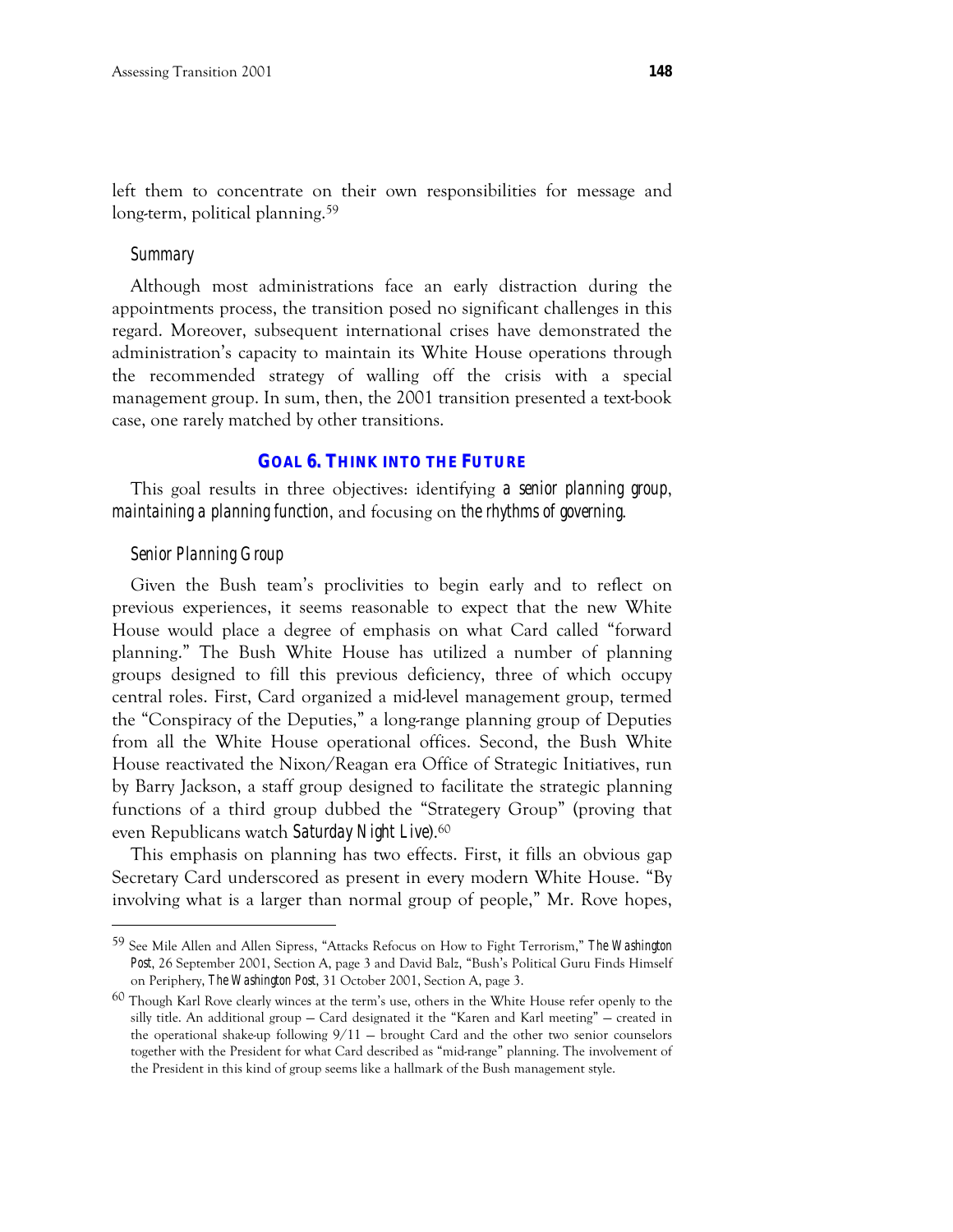left them to concentrate on their own responsibilities for message and long-term, political planning.[59]

### *Summary*

Although most administrations face an early distraction during the appointments process, the transition posed no significant challenges in this regard. Moreover, subsequent international crises have demonstrated the administration's capacity to maintain its White House operations through the recommended strategy of walling off the crisis with a special management group. In sum, then, the 2001 transition presented a text-book case, one rarely matched by other transitions.

## **GOAL 6. THINK INTO THE FUTURE**

This goal results in three objectives: identifying *a senior planning group*, *maintaining a planning function*, and focusing on *the rhythms of governing*.

### *Senior Planning Group*

Given the Bush team's proclivities to begin early and to reflect on previous experiences, it seems reasonable to expect that the new White House would place a degree of emphasis on what Card called "forward planning." The Bush White House has utilized a number of planning groups designed to fill this previous deficiency, three of which occupy central roles. First, Card organized a mid-level management group, termed the "Conspiracy of the Deputies," a long-range planning group of Deputies from all the White House operational offices. Second, the Bush White House reactivated the Nixon/Reagan era Office of Strategic Initiatives, run by Barry Jackson, a staff group designed to facilitate the strategic planning functions of a third group dubbed the "Strategery Group" (proving that even Republicans watch *Saturday Night Live*).[60]

This emphasis on planning has two effects. First, it fills an obvious gap Secretary Card underscored as present in every modern White House. "By involving what is a larger than normal group of people," Mr. Rove hopes,

---

[59] See Mile Allen and Allen Sipress, "Attacks Refocus on How to Fight Terrorism," *The Washington Post*, 26 September 2001, Section A, page 3 and David Balz, "Bush's Political Guru Finds Himself on Periphery, *The Washington Post*, 31 October 2001, Section A, page 3.

[60] Though Karl Rove clearly winces at the term's use, others in the White House refer openly to the silly title. An additional group — Card designated it the "Karen and Karl meeting" — created in the operational shake-up following 9/11 — brought Card and the other two senior counselors together with the President for what Card described as "mid-range" planning. The involvement of the President in this kind of group seems like a hallmark of the Bush management style.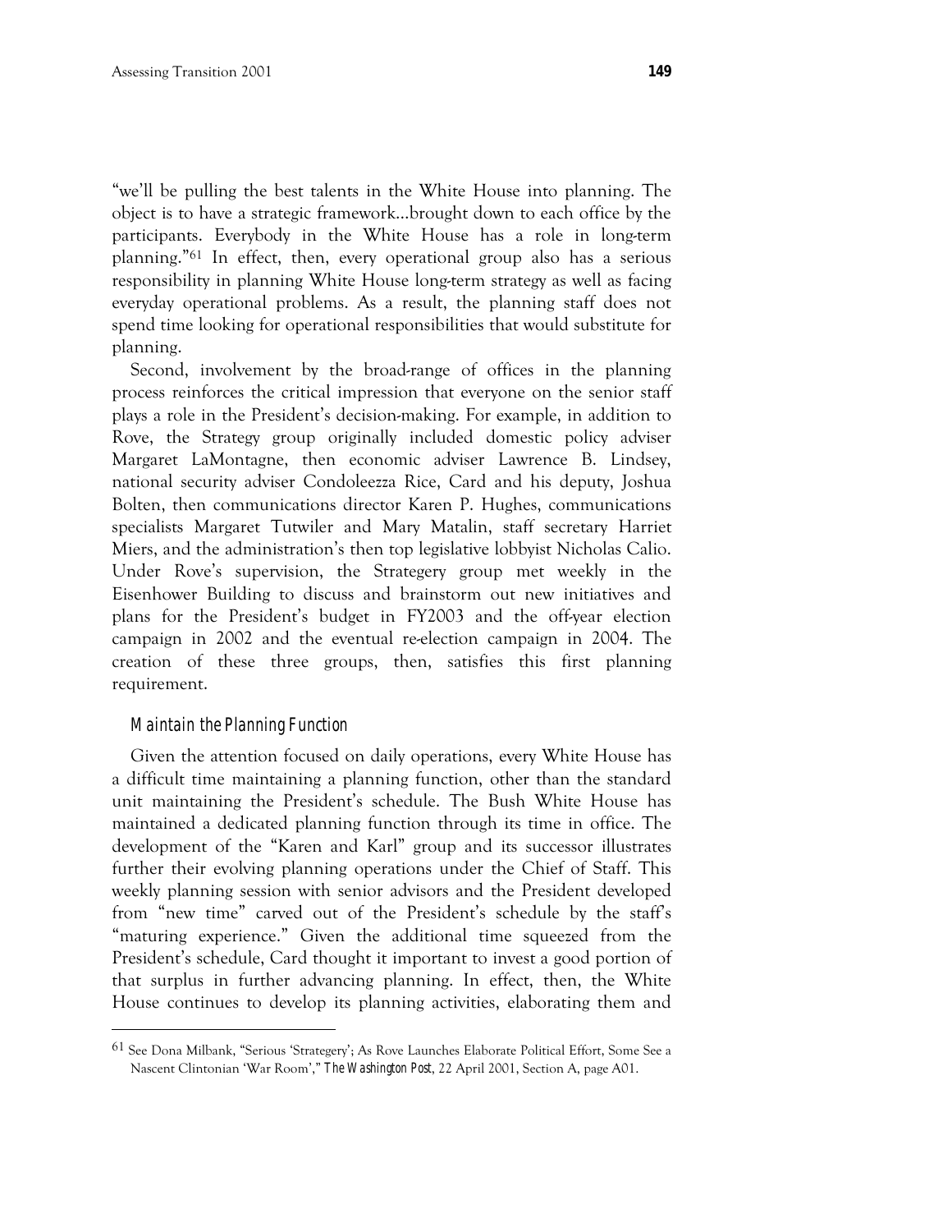"we'll be pulling the best talents in the White House into planning. The object is to have a strategic framework...brought down to each office by the participants. Everybody in the White House has a role in long-term planning."[61] In effect, then, every operational group also has a serious responsibility in planning White House long-term strategy as well as facing everyday operational problems. As a result, the planning staff does not spend time looking for operational responsibilities that would substitute for planning.

Second, involvement by the broad-range of offices in the planning process reinforces the critical impression that everyone on the senior staff plays a role in the President's decision-making. For example, in addition to Rove, the Strategy group originally included domestic policy adviser Margaret LaMontagne, then economic adviser Lawrence B. Lindsey, national security adviser Condoleezza Rice, Card and his deputy, Joshua Bolten, then communications director Karen P. Hughes, communications specialists Margaret Tutwiler and Mary Matalin, staff secretary Harriet Miers, and the administration's then top legislative lobbyist Nicholas Calio. Under Rove's supervision, the Strategery group met weekly in the Eisenhower Building to discuss and brainstorm out new initiatives and plans for the President's budget in FY2003 and the off-year election campaign in 2002 and the eventual re-election campaign in 2004. The creation of these three groups, then, satisfies this first planning requirement.

### Maintain the Planning Function

Given the attention focused on daily operations, every White House has a difficult time maintaining a planning function, other than the standard unit maintaining the President's schedule. The Bush White House has maintained a dedicated planning function through its time in office. The development of the "Karen and Karl" group and its successor illustrates further their evolving planning operations under the Chief of Staff. This weekly planning session with senior advisors and the President developed from "new time" carved out of the President's schedule by the staff's "maturing experience." Given the additional time squeezed from the President's schedule, Card thought it important to invest a good portion of that surplus in further advancing planning. In effect, then, the White House continues to develop its planning activities, elaborating them and

---

[61] See Dona Milbank, "Serious 'Strategery'; As Rove Launches Elaborate Political Effort, Some See a Nascent Clintonian 'War Room'," *The Washington Post*, 22 April 2001, Section A, page A01.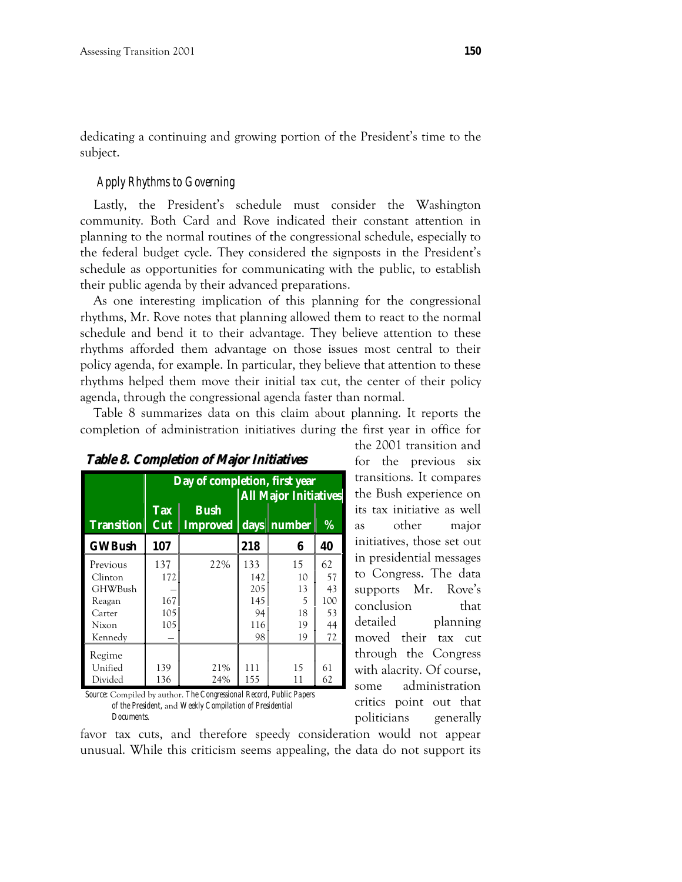dedicating a continuing and growing portion of the President's time to the subject.

### Apply Rhythms to Governing

Lastly, the President's schedule must consider the Washington community. Both Card and Rove indicated their constant attention in planning to the normal routines of the congressional schedule, especially to the federal budget cycle. They considered the signposts in the President's schedule as opportunities for communicating with the public, to establish their public agenda by their advanced preparations.

As one interesting implication of this planning for the congressional rhythms, Mr. Rove notes that planning allowed them to react to the normal schedule and bend it to their advantage. They believe attention to these rhythms afforded them advantage on those issues most central to their policy agenda, for example. In particular, they believe that attention to these rhythms helped them move their initial tax cut, the center of their policy agenda, through the congressional agenda faster than normal.

Table 8 summarizes data on this claim about planning. It reports the completion of administration initiatives during the first year in office for the 2001 transition and for the previous six transitions. It compares the Bush experience on its tax initiative as well as other major initiatives, those set out in presidential messages to Congress. The data supports Mr. Rove's conclusion that detailed planning moved their tax cut through the Congress with alacrity. Of course, some administration critics point out that politicians generally favor tax cuts, and therefore speedy consideration would not appear unusual. While this criticism seems appealing, the data do not support its

**Table 8. Completion of Major Initiatives**

| | Day of completion, first year | | | | |
|---|---|---|---|---|---|
| | | | All Major Initiatives | | |
| **Transition** | **Tax Cut** | **Bush Improved** | **days** | **number** | **%** |
| **GW Bush** | **107** | | **218** | **6** | **40** |
| Previous | 137 | 22% | 133 | 15 | 62 |
| Clinton | 172 | | 142 | 10 | 57 |
| GHWBush | – | | 205 | 13 | 43 |
| Reagan | 167 | | 145 | 5 | 100 |
| Carter | 105 | | 94 | 18 | 53 |
| Nixon | 105 | | 116 | 19 | 44 |
| Kennedy | – | | 98 | 19 | 72 |
| Regime | | | | | |
| Unified | 139 | 21% | 111 | 15 | 61 |
| Divided | 136 | 24% | 155 | 11 | 62 |

*Source:* Compiled by author. *The Congressional Record, Public Papers of the President,* and *Weekly Compilation of Presidential Documents.*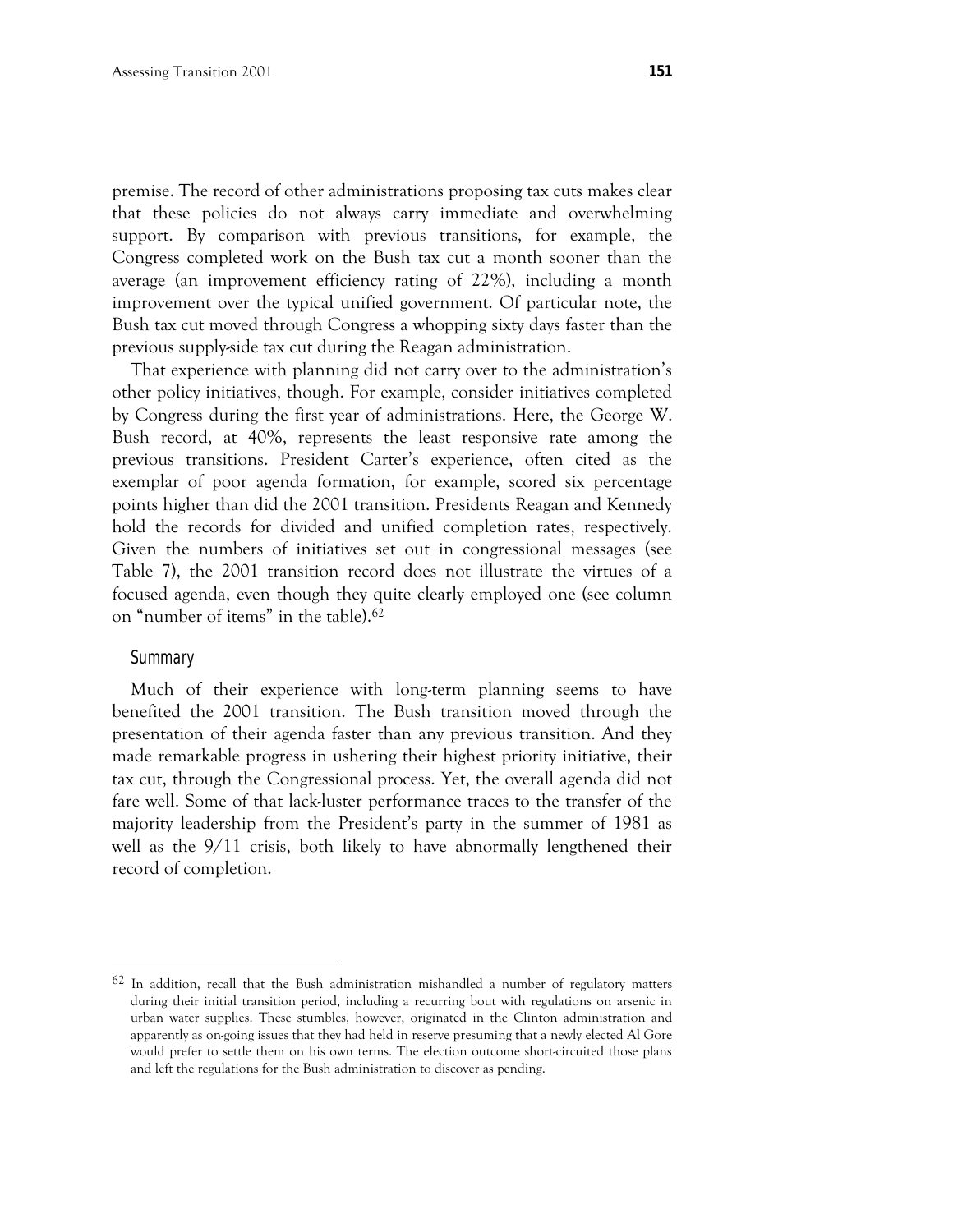premise. The record of other administrations proposing tax cuts makes clear that these policies do not always carry immediate and overwhelming support. By comparison with previous transitions, for example, the Congress completed work on the Bush tax cut a month sooner than the average (an improvement efficiency rating of 22%), including a month improvement over the typical unified government. Of particular note, the Bush tax cut moved through Congress a whopping sixty days faster than the previous supply-side tax cut during the Reagan administration.

That experience with planning did not carry over to the administration's other policy initiatives, though. For example, consider initiatives completed by Congress during the first year of administrations. Here, the George W. Bush record, at 40%, represents the least responsive rate among the previous transitions. President Carter's experience, often cited as the exemplar of poor agenda formation, for example, scored six percentage points higher than did the 2001 transition. Presidents Reagan and Kennedy hold the records for divided and unified completion rates, respectively. Given the numbers of initiatives set out in congressional messages (see Table 7), the 2001 transition record does not illustrate the virtues of a focused agenda, even though they quite clearly employed one (see column on "number of items" in the table).[62]

### Summary

Much of their experience with long-term planning seems to have benefited the 2001 transition. The Bush transition moved through the presentation of their agenda faster than any previous transition. And they made remarkable progress in ushering their highest priority initiative, their tax cut, through the Congressional process. Yet, the overall agenda did not fare well. Some of that lack-luster performance traces to the transfer of the majority leadership from the President's party in the summer of 1981 as well as the 9/11 crisis, both likely to have abnormally lengthened their record of completion.

---

[62] In addition, recall that the Bush administration mishandled a number of regulatory matters during their initial transition period, including a recurring bout with regulations on arsenic in urban water supplies. These stumbles, however, originated in the Clinton administration and apparently as on-going issues that they had held in reserve presuming that a newly elected Al Gore would prefer to settle them on his own terms. The election outcome short-circuited those plans and left the regulations for the Bush administration to discover as pending.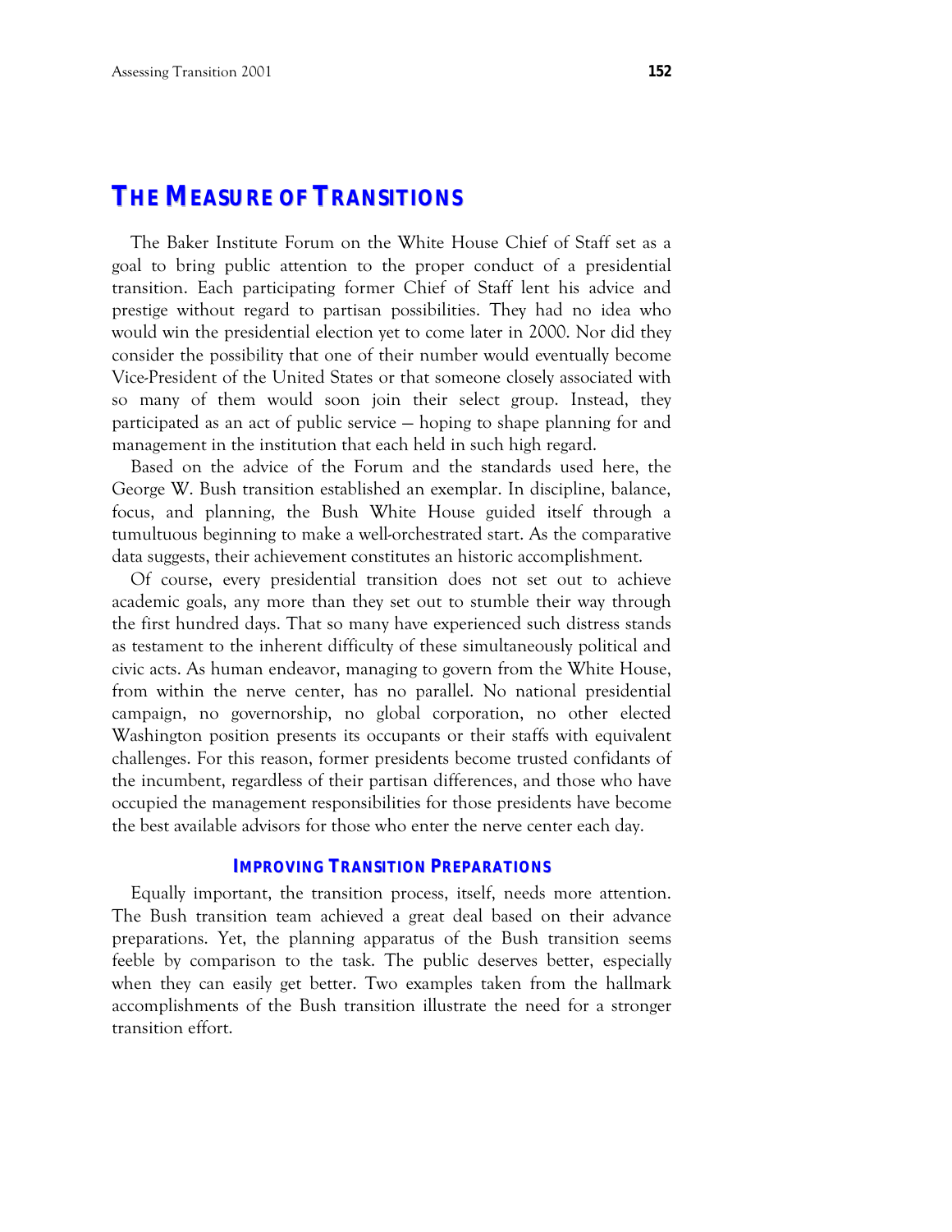## THE MEASURE OF TRANSITIONS

The Baker Institute Forum on the White House Chief of Staff set as a goal to bring public attention to the proper conduct of a presidential transition. Each participating former Chief of Staff lent his advice and prestige without regard to partisan possibilities. They had no idea who would win the presidential election yet to come later in 2000. Nor did they consider the possibility that one of their number would eventually become Vice-President of the United States or that someone closely associated with so many of them would soon join their select group. Instead, they participated as an act of public service — hoping to shape planning for and management in the institution that each held in such high regard.

Based on the advice of the Forum and the standards used here, the George W. Bush transition established an exemplar. In discipline, balance, focus, and planning, the Bush White House guided itself through a tumultuous beginning to make a well-orchestrated start. As the comparative data suggests, their achievement constitutes an historic accomplishment.

Of course, every presidential transition does not set out to achieve academic goals, any more than they set out to stumble their way through the first hundred days. That so many have experienced such distress stands as testament to the inherent difficulty of these simultaneously political and civic acts. As human endeavor, managing to govern from the White House, from within the nerve center, has no parallel. No national presidential campaign, no governorship, no global corporation, no other elected Washington position presents its occupants or their staffs with equivalent challenges. For this reason, former presidents become trusted confidants of the incumbent, regardless of their partisan differences, and those who have occupied the management responsibilities for those presidents have become the best available advisors for those who enter the nerve center each day.

### IMPROVING TRANSITION PREPARATIONS

Equally important, the transition process, itself, needs more attention. The Bush transition team achieved a great deal based on their advance preparations. Yet, the planning apparatus of the Bush transition seems feeble by comparison to the task. The public deserves better, especially when they can easily get better. Two examples taken from the hallmark accomplishments of the Bush transition illustrate the need for a stronger transition effort.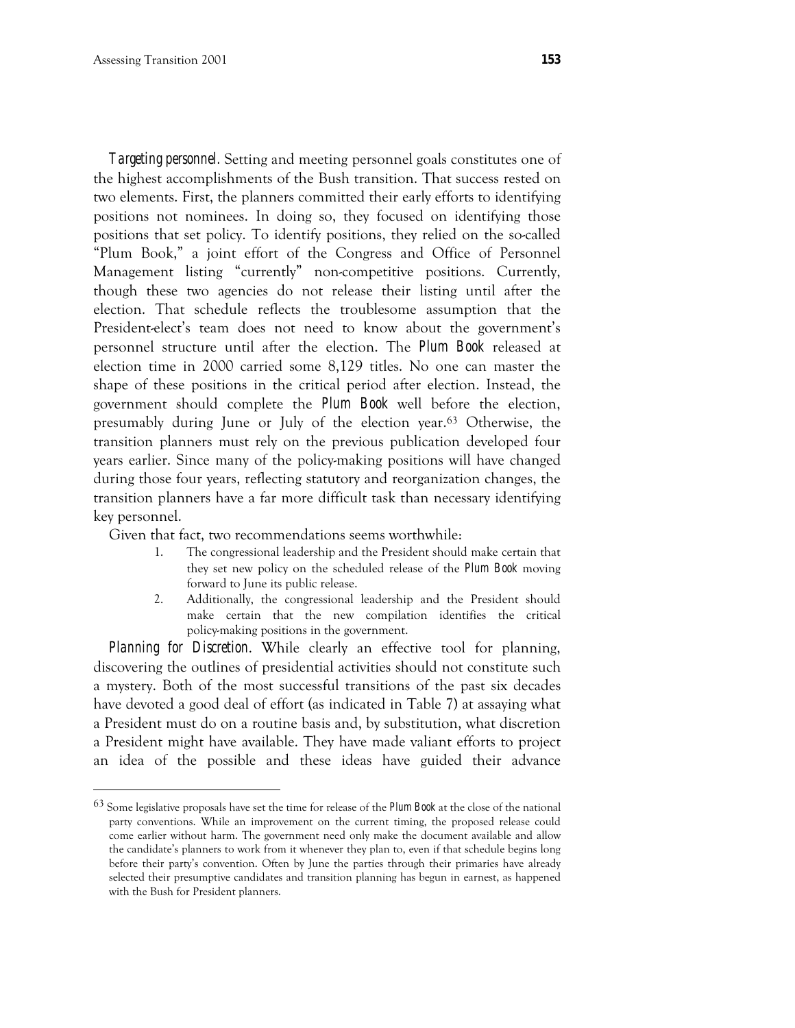*Targeting personnel*. Setting and meeting personnel goals constitutes one of the highest accomplishments of the Bush transition. That success rested on two elements. First, the planners committed their early efforts to identifying positions not nominees. In doing so, they focused on identifying those positions that set policy. To identify positions, they relied on the so-called "Plum Book," a joint effort of the Congress and Office of Personnel Management listing "currently" non-competitive positions. Currently, though these two agencies do not release their listing until after the election. That schedule reflects the troublesome assumption that the President-elect's team does not need to know about the government's personnel structure until after the election. The *Plum Book* released at election time in 2000 carried some 8,129 titles. No one can master the shape of these positions in the critical period after election. Instead, the government should complete the *Plum Book* well before the election, presumably during June or July of the election year.[63] Otherwise, the transition planners must rely on the previous publication developed four years earlier. Since many of the policy-making positions will have changed during those four years, reflecting statutory and reorganization changes, the transition planners have a far more difficult task than necessary identifying key personnel.

Given that fact, two recommendations seems worthwhile:

1. The congressional leadership and the President should make certain that they set new policy on the scheduled release of the *Plum Book* moving forward to June its public release.
2. Additionally, the congressional leadership and the President should make certain that the new compilation identifies the critical policy-making positions in the government.

*Planning for Discretion*. While clearly an effective tool for planning, discovering the outlines of presidential activities should not constitute such a mystery. Both of the most successful transitions of the past six decades have devoted a good deal of effort (as indicated in Table 7) at assaying what a President must do on a routine basis and, by substitution, what discretion a President might have available. They have made valiant efforts to project an idea of the possible and these ideas have guided their advance

---

[63] Some legislative proposals have set the time for release of the *Plum Book* at the close of the national party conventions. While an improvement on the current timing, the proposed release could come earlier without harm. The government need only make the document available and allow the candidate's planners to work from it whenever they plan to, even if that schedule begins long before their party's convention. Often by June the parties through their primaries have already selected their presumptive candidates and transition planning has begun in earnest, as happened with the Bush for President planners.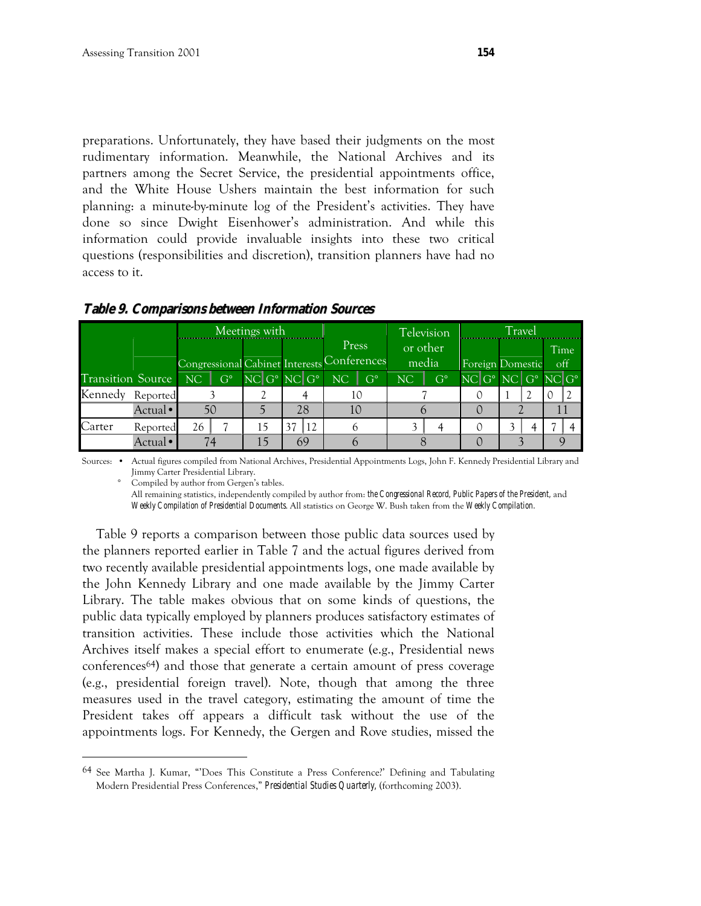preparations. Unfortunately, they have based their judgments on the most rudimentary information. Meanwhile, the National Archives and its partners among the Secret Service, the presidential appointments office, and the White House Ushers maintain the best information for such planning: a minute-by-minute log of the President's activities. They have done so since Dwight Eisenhower's administration. And while this information could provide invaluable insights into these two critical questions (responsibilities and discretion), transition planners have had no access to it.

***Table 9. Comparisons between Information Sources***

| | | Meetings with | | | | | | Press Conferences | | Television or other media | | Travel | | | | | |
|---|---|---|---|---|---|---|---|---|---|---|---|---|---|---|---|---|---|
| | | Congressional | | Cabinet | | Interests | | | | | | Foreign | | Domestic | | Time off | |
| Transition | Source | NC | G° | NC | G° | NC | G° | NC | G° | NC | G° | NC | G° | NC | G° | NC | G° |
| Kennedy | Reported | 3 | | 2 | | 4 | | 10 | | 7 | | 0 | | 1 | 2 | 0 | 2 |
| | Actual • | 50 | | 5 | | 28 | | 10 | | 6 | | 0 | | 2 | | 11 | |
| Carter | Reported | 26 | 7 | 15 | | 37 | 12 | 6 | | 3 | 4 | 0 | | 3 | 4 | 7 | 4 |
| | Actual • | 74 | | 15 | | 69 | | 6 | | 8 | | 0 | | 3 | | 9 | |

Sources: • Actual figures compiled from National Archives, Presidential Appointments Logs, John F. Kennedy Presidential Library and Jimmy Carter Presidential Library.
° Compiled by author from Gergen's tables.
All remaining statistics, independently compiled by author from: *the Congressional Record, Public Papers of the President*, and *Weekly Compilation of Presidential Documents*. All statistics on George W. Bush taken from the *Weekly Compilation*.

Table 9 reports a comparison between those public data sources used by the planners reported earlier in Table 7 and the actual figures derived from two recently available presidential appointments logs, one made available by the John Kennedy Library and one made available by the Jimmy Carter Library. The table makes obvious that on some kinds of questions, the public data typically employed by planners produces satisfactory estimates of transition activities. These include those activities which the National Archives itself makes a special effort to enumerate (e.g., Presidential news conferences[64]) and those that generate a certain amount of press coverage (e.g., presidential foreign travel). Note, though that among the three measures used in the travel category, estimating the amount of time the President takes off appears a difficult task without the use of the appointments logs. For Kennedy, the Gergen and Rove studies, missed the

[64] See Martha J. Kumar, "'Does This Constitute a Press Conference?' Defining and Tabulating Modern Presidential Press Conferences," *Presidential Studies Quarterly*, (forthcoming 2003).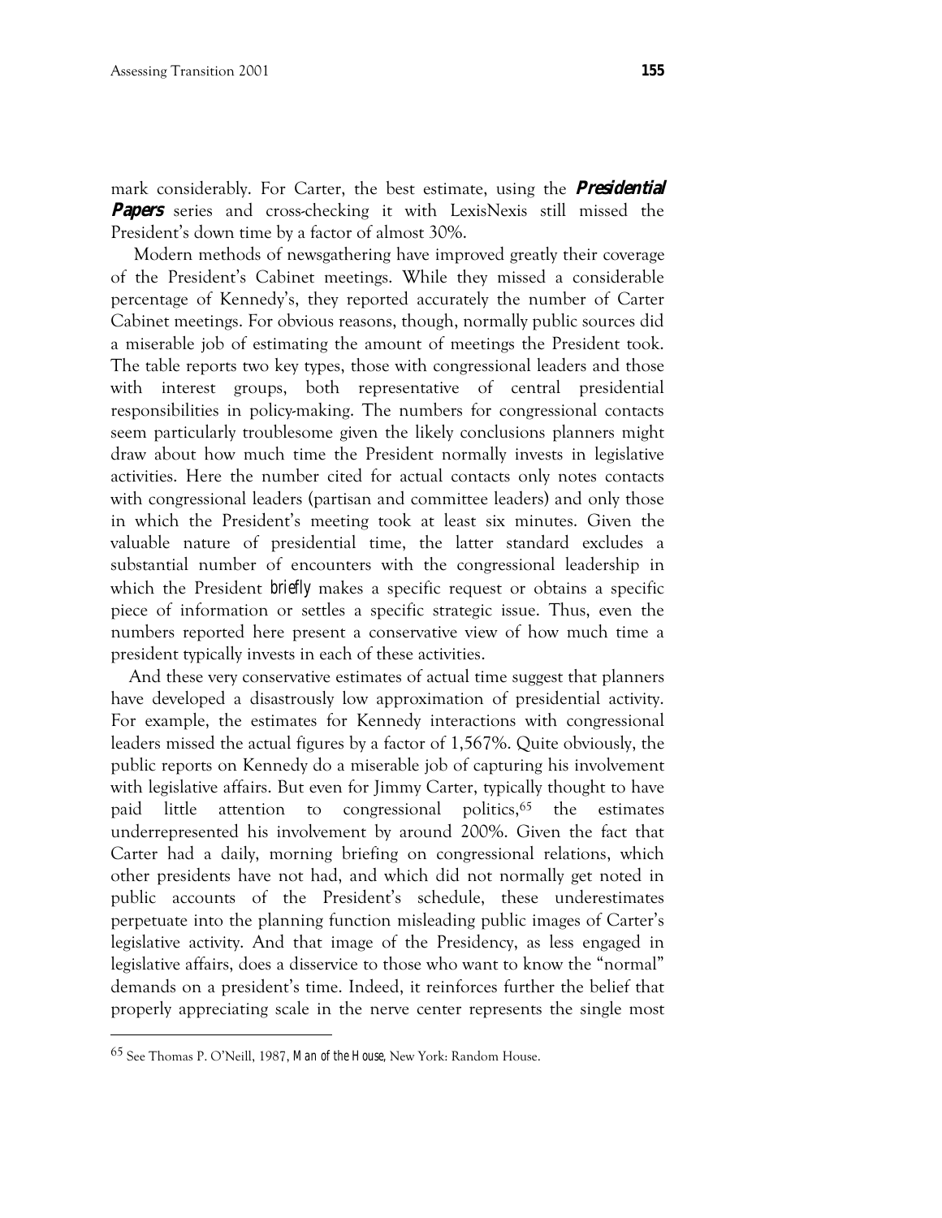mark considerably. For Carter, the best estimate, using the ***Presidential Papers*** series and cross-checking it with LexisNexis still missed the President's down time by a factor of almost 30%.

Modern methods of newsgathering have improved greatly their coverage of the President's Cabinet meetings. While they missed a considerable percentage of Kennedy's, they reported accurately the number of Carter Cabinet meetings. For obvious reasons, though, normally public sources did a miserable job of estimating the amount of meetings the President took. The table reports two key types, those with congressional leaders and those with interest groups, both representative of central presidential responsibilities in policy-making. The numbers for congressional contacts seem particularly troublesome given the likely conclusions planners might draw about how much time the President normally invests in legislative activities. Here the number cited for actual contacts only notes contacts with congressional leaders (partisan and committee leaders) and only those in which the President's meeting took at least six minutes. Given the valuable nature of presidential time, the latter standard excludes a substantial number of encounters with the congressional leadership in which the President *briefly* makes a specific request or obtains a specific piece of information or settles a specific strategic issue. Thus, even the numbers reported here present a conservative view of how much time a president typically invests in each of these activities.

And these very conservative estimates of actual time suggest that planners have developed a disastrously low approximation of presidential activity. For example, the estimates for Kennedy interactions with congressional leaders missed the actual figures by a factor of 1,567%. Quite obviously, the public reports on Kennedy do a miserable job of capturing his involvement with legislative affairs. But even for Jimmy Carter, typically thought to have paid little attention to congressional politics,[65] the estimates underrepresented his involvement by around 200%. Given the fact that Carter had a daily, morning briefing on congressional relations, which other presidents have not had, and which did not normally get noted in public accounts of the President's schedule, these underestimates perpetuate into the planning function misleading public images of Carter's legislative activity. And that image of the Presidency, as less engaged in legislative affairs, does a disservice to those who want to know the "normal" demands on a president's time. Indeed, it reinforces further the belief that properly appreciating scale in the nerve center represents the single most

---

[65] See Thomas P. O'Neill, 1987, *Man of the House*, New York: Random House.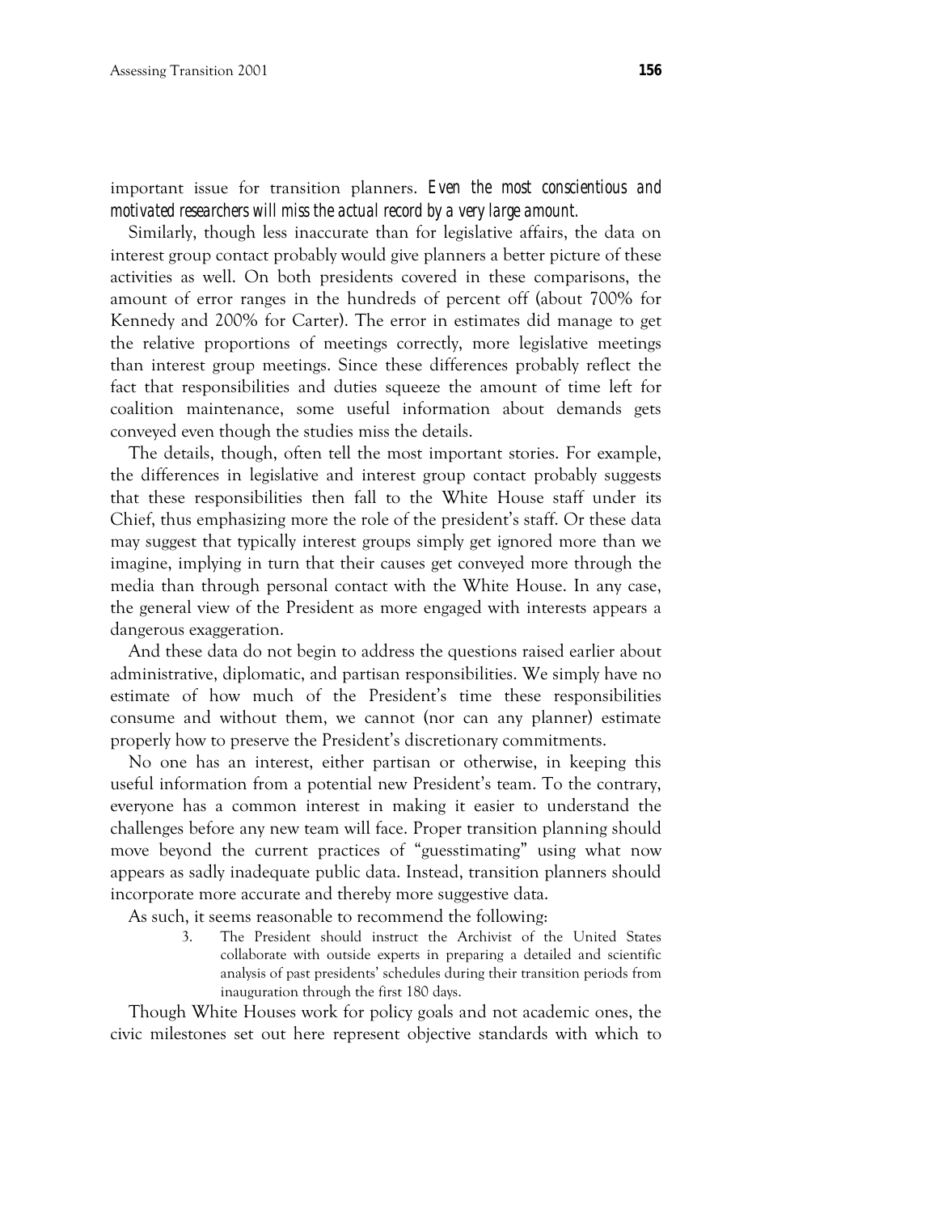important issue for transition planners. *Even the most conscientious and motivated researchers will miss the actual record by a very large amount.*

Similarly, though less inaccurate than for legislative affairs, the data on interest group contact probably would give planners a better picture of these activities as well. On both presidents covered in these comparisons, the amount of error ranges in the hundreds of percent off (about 700% for Kennedy and 200% for Carter). The error in estimates did manage to get the relative proportions of meetings correctly, more legislative meetings than interest group meetings. Since these differences probably reflect the fact that responsibilities and duties squeeze the amount of time left for coalition maintenance, some useful information about demands gets conveyed even though the studies miss the details.

The details, though, often tell the most important stories. For example, the differences in legislative and interest group contact probably suggests that these responsibilities then fall to the White House staff under its Chief, thus emphasizing more the role of the president's staff. Or these data may suggest that typically interest groups simply get ignored more than we imagine, implying in turn that their causes get conveyed more through the media than through personal contact with the White House. In any case, the general view of the President as more engaged with interests appears a dangerous exaggeration.

And these data do not begin to address the questions raised earlier about administrative, diplomatic, and partisan responsibilities. We simply have no estimate of how much of the President's time these responsibilities consume and without them, we cannot (nor can any planner) estimate properly how to preserve the President's discretionary commitments.

No one has an interest, either partisan or otherwise, in keeping this useful information from a potential new President's team. To the contrary, everyone has a common interest in making it easier to understand the challenges before any new team will face. Proper transition planning should move beyond the current practices of "guesstimating" using what now appears as sadly inadequate public data. Instead, transition planners should incorporate more accurate and thereby more suggestive data.

As such, it seems reasonable to recommend the following:

3. The President should instruct the Archivist of the United States collaborate with outside experts in preparing a detailed and scientific analysis of past presidents' schedules during their transition periods from inauguration through the first 180 days.

Though White Houses work for policy goals and not academic ones, the civic milestones set out here represent objective standards with which to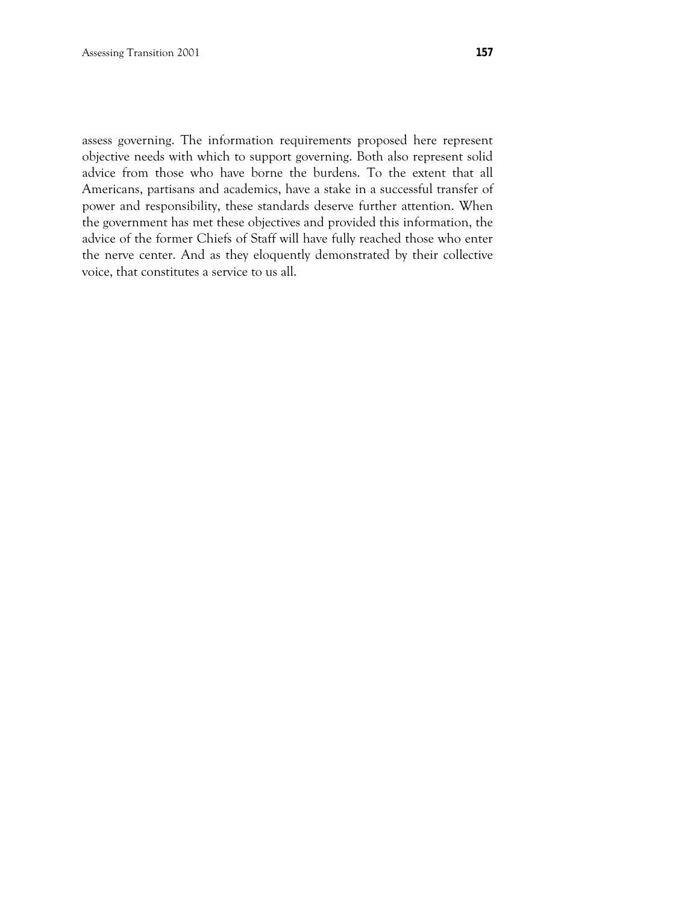assess governing. The information requirements proposed here represent objective needs with which to support governing. Both also represent solid advice from those who have borne the burdens. To the extent that all Americans, partisans and academics, have a stake in a successful transfer of power and responsibility, these standards deserve further attention. When the government has met these objectives and provided this information, the advice of the former Chiefs of Staff will have fully reached those who enter the nerve center. And as they eloquently demonstrated by their collective voice, that constitutes a service to us all.